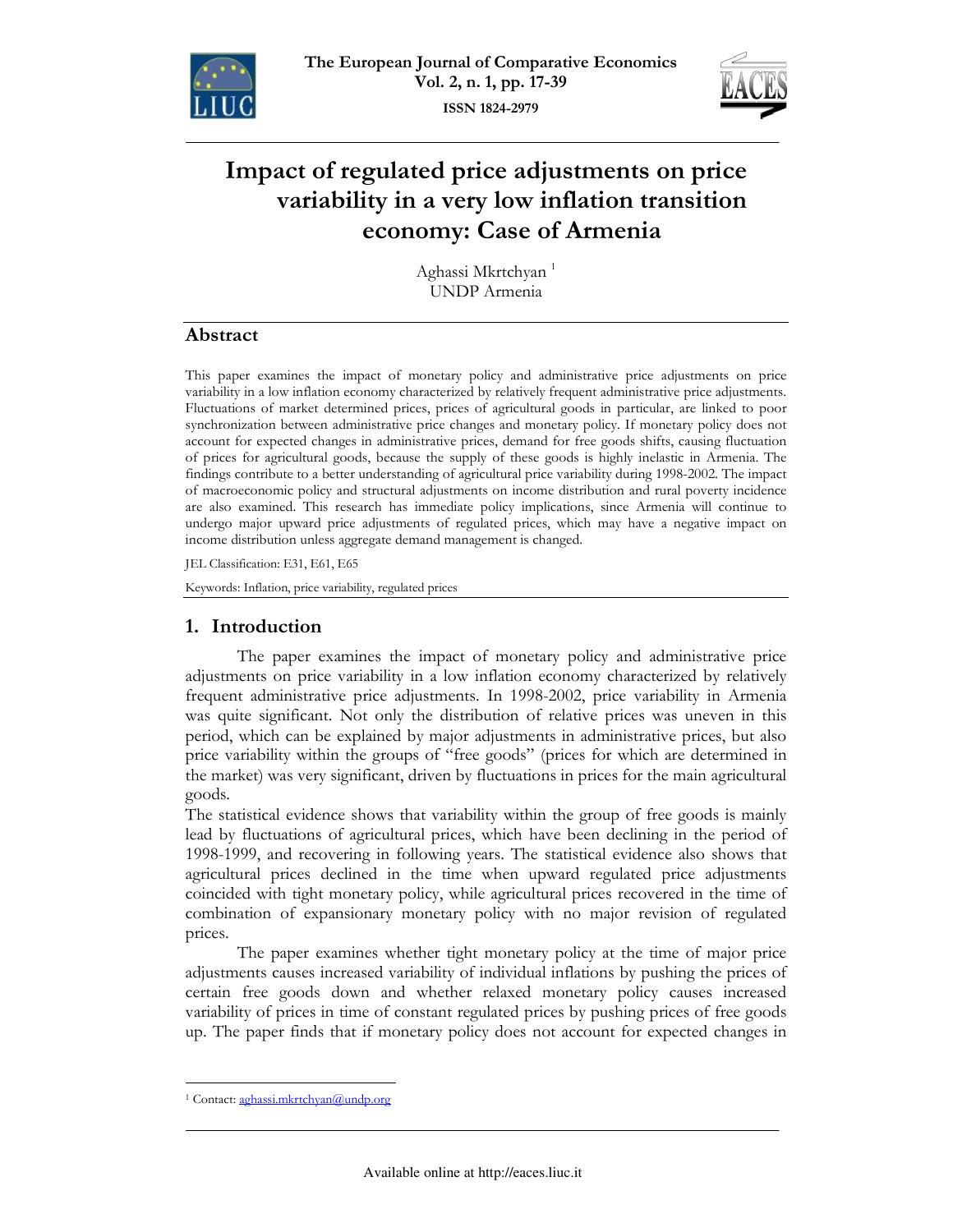# Impact of regulated price adjustments on price variability in a very low inflation transition economy: Case of Armenia

Aghassi Mkrtchyan [1]
UNDP Armenia

## Abstract

This paper examines the impact of monetary policy and administrative price adjustments on price variability in a low inflation economy characterized by relatively frequent administrative price adjustments. Fluctuations of market determined prices, prices of agricultural goods in particular, are linked to poor synchronization between administrative price changes and monetary policy. If monetary policy does not account for expected changes in administrative prices, demand for free goods shifts, causing fluctuation of prices for agricultural goods, because the supply of these goods is highly inelastic in Armenia. The findings contribute to a better understanding of agricultural price variability during 1998-2002. The impact of macroeconomic policy and structural adjustments on income distribution and rural poverty incidence are also examined. This research has immediate policy implications, since Armenia will continue to undergo major upward price adjustments of regulated prices, which may have a negative impact on income distribution unless aggregate demand management is changed.

JEL Classification: E31, E61, E65

Keywords: Inflation, price variability, regulated prices

## 1. Introduction

The paper examines the impact of monetary policy and administrative price adjustments on price variability in a low inflation economy characterized by relatively frequent administrative price adjustments. In 1998-2002, price variability in Armenia was quite significant. Not only the distribution of relative prices was uneven in this period, which can be explained by major adjustments in administrative prices, but also price variability within the groups of "free goods" (prices for which are determined in the market) was very significant, driven by fluctuations in prices for the main agricultural goods.

The statistical evidence shows that variability within the group of free goods is mainly lead by fluctuations of agricultural prices, which have been declining in the period of 1998-1999, and recovering in following years. The statistical evidence also shows that agricultural prices declined in the time when upward regulated price adjustments coincided with tight monetary policy, while agricultural prices recovered in the time of combination of expansionary monetary policy with no major revision of regulated prices.

The paper examines whether tight monetary policy at the time of major price adjustments causes increased variability of individual inflations by pushing the prices of certain free goods down and whether relaxed monetary policy causes increased variability of prices in time of constant regulated prices by pushing prices of free goods up. The paper finds that if monetary policy does not account for expected changes in

[1] Contact: aghassi.mkrtchyan@undp.org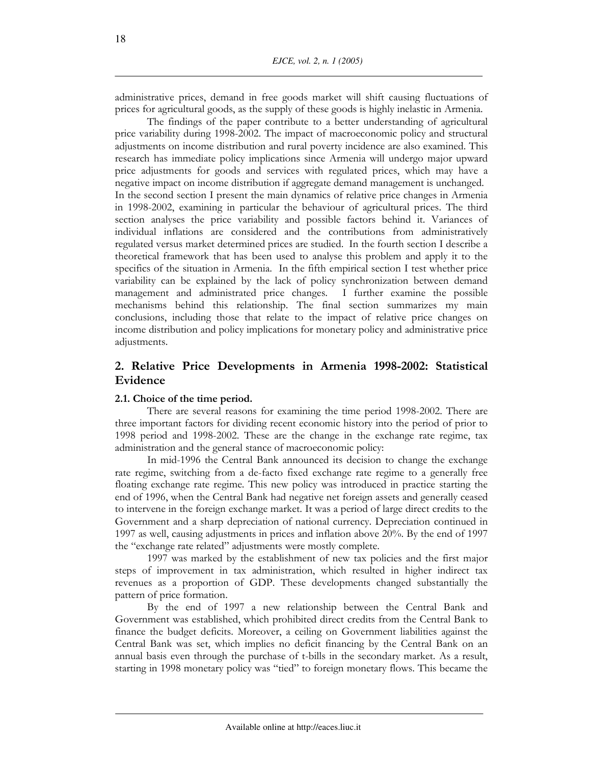administrative prices, demand in free goods market will shift causing fluctuations of prices for agricultural goods, as the supply of these goods is highly inelastic in Armenia.

The findings of the paper contribute to a better understanding of agricultural price variability during 1998-2002. The impact of macroeconomic policy and structural adjustments on income distribution and rural poverty incidence are also examined. This research has immediate policy implications since Armenia will undergo major upward price adjustments for goods and services with regulated prices, which may have a negative impact on income distribution if aggregate demand management is unchanged. In the second section I present the main dynamics of relative price changes in Armenia in 1998-2002, examining in particular the behaviour of agricultural prices. The third section analyses the price variability and possible factors behind it. Variances of individual inflations are considered and the contributions from administratively regulated versus market determined prices are studied. In the fourth section I describe a theoretical framework that has been used to analyse this problem and apply it to the specifics of the situation in Armenia. In the fifth empirical section I test whether price variability can be explained by the lack of policy synchronization between demand management and administrated price changes. I further examine the possible mechanisms behind this relationship. The final section summarizes my main conclusions, including those that relate to the impact of relative price changes on income distribution and policy implications for monetary policy and administrative price adjustments.

## 2. Relative Price Developments in Armenia 1998-2002: Statistical Evidence

### 2.1. Choice of the time period.

There are several reasons for examining the time period 1998-2002. There are three important factors for dividing recent economic history into the period of prior to 1998 period and 1998-2002. These are the change in the exchange rate regime, tax administration and the general stance of macroeconomic policy:

In mid-1996 the Central Bank announced its decision to change the exchange rate regime, switching from a de-facto fixed exchange rate regime to a generally free floating exchange rate regime. This new policy was introduced in practice starting the end of 1996, when the Central Bank had negative net foreign assets and generally ceased to intervene in the foreign exchange market. It was a period of large direct credits to the Government and a sharp depreciation of national currency. Depreciation continued in 1997 as well, causing adjustments in prices and inflation above 20%. By the end of 1997 the "exchange rate related" adjustments were mostly complete.

1997 was marked by the establishment of new tax policies and the first major steps of improvement in tax administration, which resulted in higher indirect tax revenues as a proportion of GDP. These developments changed substantially the pattern of price formation.

By the end of 1997 a new relationship between the Central Bank and Government was established, which prohibited direct credits from the Central Bank to finance the budget deficits. Moreover, a ceiling on Government liabilities against the Central Bank was set, which implies no deficit financing by the Central Bank on an annual basis even through the purchase of t-bills in the secondary market. As a result, starting in 1998 monetary policy was "tied" to foreign monetary flows. This became the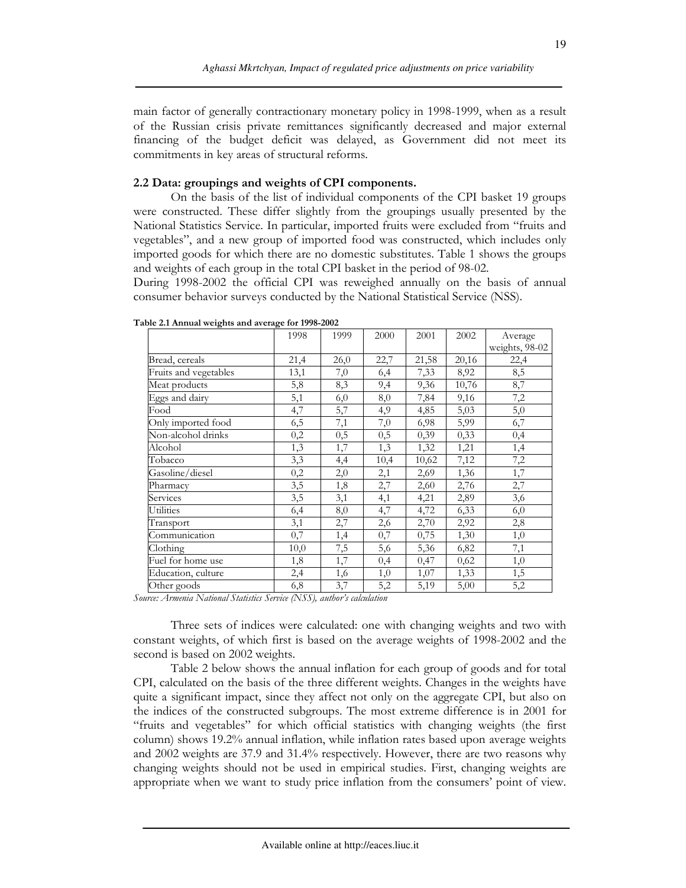main factor of generally contractionary monetary policy in 1998-1999, when as a result of the Russian crisis private remittances significantly decreased and major external financing of the budget deficit was delayed, as Government did not meet its commitments in key areas of structural reforms.

### 2.2 Data: groupings and weights of CPI components.

On the basis of the list of individual components of the CPI basket 19 groups were constructed. These differ slightly from the groupings usually presented by the National Statistics Service. In particular, imported fruits were excluded from "fruits and vegetables", and a new group of imported food was constructed, which includes only imported goods for which there are no domestic substitutes. Table 1 shows the groups and weights of each group in the total CPI basket in the period of 98-02.

During 1998-2002 the official CPI was reweighed annually on the basis of annual consumer behavior surveys conducted by the National Statistical Service (NSS).

**Table 2.1 Annual weights and average for 1998-2002**

| | 1998 | 1999 | 2000 | 2001 | 2002 | Average weights, 98-02 |
|---|---|---|---|---|---|---|
| Bread, cereals | 21,4 | 26,0 | 22,7 | 21,58 | 20,16 | 22,4 |
| Fruits and vegetables | 13,1 | 7,0 | 6,4 | 7,33 | 8,92 | 8,5 |
| Meat products | 5,8 | 8,3 | 9,4 | 9,36 | 10,76 | 8,7 |
| Eggs and dairy | 5,1 | 6,0 | 8,0 | 7,84 | 9,16 | 7,2 |
| Food | 4,7 | 5,7 | 4,9 | 4,85 | 5,03 | 5,0 |
| Only imported food | 6,5 | 7,1 | 7,0 | 6,98 | 5,99 | 6,7 |
| Non-alcohol drinks | 0,2 | 0,5 | 0,5 | 0,39 | 0,33 | 0,4 |
| Alcohol | 1,3 | 1,7 | 1,3 | 1,32 | 1,21 | 1,4 |
| Tobacco | 3,3 | 4,4 | 10,4 | 10,62 | 7,12 | 7,2 |
| Gasoline/diesel | 0,2 | 2,0 | 2,1 | 2,69 | 1,36 | 1,7 |
| Pharmacy | 3,5 | 1,8 | 2,7 | 2,60 | 2,76 | 2,7 |
| Services | 3,5 | 3,1 | 4,1 | 4,21 | 2,89 | 3,6 |
| Utilities | 6,4 | 8,0 | 4,7 | 4,72 | 6,33 | 6,0 |
| Transport | 3,1 | 2,7 | 2,6 | 2,70 | 2,92 | 2,8 |
| Communication | 0,7 | 1,4 | 0,7 | 0,75 | 1,30 | 1,0 |
| Clothing | 10,0 | 7,5 | 5,6 | 5,36 | 6,82 | 7,1 |
| Fuel for home use | 1,8 | 1,7 | 0,4 | 0,47 | 0,62 | 1,0 |
| Education, culture | 2,4 | 1,6 | 1,0 | 1,07 | 1,33 | 1,5 |
| Other goods | 6,8 | 3,7 | 5,2 | 5,19 | 5,00 | 5,2 |

*Source: Armenia National Statistics Service (NSS), author's calculation*

Three sets of indices were calculated: one with changing weights and two with constant weights, of which first is based on the average weights of 1998-2002 and the second is based on 2002 weights.

Table 2 below shows the annual inflation for each group of goods and for total CPI, calculated on the basis of the three different weights. Changes in the weights have quite a significant impact, since they affect not only on the aggregate CPI, but also on the indices of the constructed subgroups. The most extreme difference is in 2001 for "fruits and vegetables" for which official statistics with changing weights (the first column) shows 19.2% annual inflation, while inflation rates based upon average weights and 2002 weights are 37.9 and 31.4% respectively. However, there are two reasons why changing weights should not be used in empirical studies. First, changing weights are appropriate when we want to study price inflation from the consumers' point of view.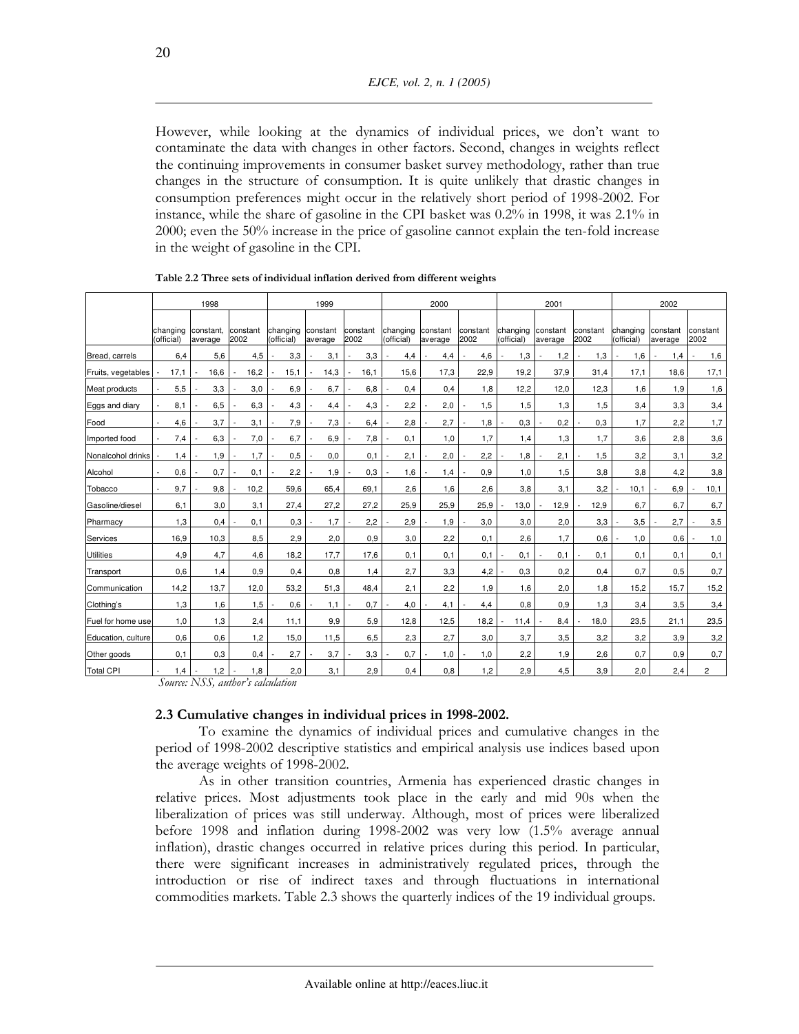However, while looking at the dynamics of individual prices, we don't want to contaminate the data with changes in other factors. Second, changes in weights reflect the continuing improvements in consumer basket survey methodology, rather than true changes in the structure of consumption. It is quite unlikely that drastic changes in consumption preferences might occur in the relatively short period of 1998-2002. For instance, while the share of gasoline in the CPI basket was 0.2% in 1998, it was 2.1% in 2000; even the 50% increase in the price of gasoline cannot explain the ten-fold increase in the weight of gasoline in the CPI.

**Table 2.2 Three sets of individual inflation derived from different weights**

| | 1998 | | | 1999 | | | 2000 | | | 2001 | | | 2002 | | |
|---|---|---|---|---|---|---|---|---|---|---|---|---|---|---|---|
| | changing (official) | constant, average | constant 2002 | changing (official) | constant average | constant 2002 | changing (official) | constant average | constant 2002 | changing (official) | constant average | constant 2002 | changing (official) | constant average | constant 2002 |
| Bread, carrels | 6,4 | 5,6 | 4,5 | - 3,3 | - 3,1 | - 3,3 | - 4,4 | - 4,4 | - 4,6 | - 1,3 | - 1,2 | - 1,3 | - 1,6 | - 1,4 | - 1,6 |
| Fruits, vegetables | - 17,1 | - 16,6 | - 16,2 | - 15,1 | - 14,3 | - 16,1 | 15,6 | 17,3 | 22,9 | 19,2 | 37,9 | 31,4 | 17,1 | 18,6 | 17,1 |
| Meat products | - 5,5 | - 3,3 | - 3,0 | - 6,9 | - 6,7 | - 6,8 | - 0,4 | 0,4 | 1,8 | 12,2 | 12,0 | 12,3 | 1,6 | 1,9 | 1,6 |
| Eggs and diary | - 8,1 | - 6,5 | - 6,3 | - 4,3 | - 4,4 | - 4,3 | - 2,2 | - 2,0 | - 1,5 | 1,5 | 1,3 | 1,5 | 3,4 | 3,3 | 3,4 |
| Food | - 4,6 | - 3,7 | - 3,1 | - 7,9 | - 7,3 | - 6,4 | - 2,8 | - 2,7 | - 1,8 | - 0,3 | - 0,2 | - 0,3 | 1,7 | 2,2 | 1,7 |
| Imported food | - 7,4 | - 6,3 | - 7,0 | - 6,7 | - 6,9 | - 7,8 | - 0,1 | 1,0 | 1,7 | 1,4 | 1,3 | 1,7 | 3,6 | 2,8 | 3,6 |
| Nonalcohol drinks | - 1,4 | - 1,9 | - 1,7 | - 0,5 | - 0,0 | 0,1 | - 2,1 | - 2,0 | - 2,2 | - 1,8 | - 2,1 | - 1,5 | 3,2 | 3,1 | 3,2 |
| Alcohol | - 0,6 | - 0,7 | - 0,1 | - 2,2 | - 1,9 | - 0,3 | - 1,6 | - 1,4 | - 0,9 | 1,0 | 1,5 | 3,8 | 3,8 | 4,2 | 3,8 |
| Tobacco | - 9,7 | - 9,8 | - 10,2 | 59,6 | 65,4 | 69,1 | 2,6 | 1,6 | 2,6 | 3,8 | 3,1 | 3,2 | - 10,1 | - 6,9 | - 10,1 |
| Gasoline/diesel | 6,1 | 3,0 | 3,1 | 27,4 | 27,2 | 27,2 | 25,9 | 25,9 | 25,9 | - 13,0 | - 12,9 | - 12,9 | 6,7 | 6,7 | 6,7 |
| Pharmacy | 1,3 | 0,4 | - 0,1 | 0,3 | - 1,7 | - 2,2 | - 2,9 | - 1,9 | - 3,0 | 3,0 | 2,0 | 3,3 | - 3,5 | - 2,7 | - 3,5 |
| Services | 16,9 | 10,3 | 8,5 | 2,9 | 2,0 | 0,9 | 3,0 | 2,2 | 0,1 | 2,6 | 1,7 | 0,6 | - 1,0 | 0,6 | - 1,0 |
| Utilities | 4,9 | 4,7 | 4,6 | 18,2 | 17,7 | 17,6 | 0,1 | 0,1 | 0,1 | - 0,1 | - 0,1 | - 0,1 | 0,1 | 0,1 | 0,1 |
| Transport | 0,6 | 1,4 | 0,9 | 0,4 | 0,8 | 1,4 | 2,7 | 3,3 | 4,2 | - 0,3 | 0,2 | 0,4 | 0,7 | 0,5 | 0,7 |
| Communication | 14,2 | 13,7 | 12,0 | 53,2 | 51,3 | 48,4 | 2,1 | 2,2 | 1,9 | 1,6 | 2,0 | 1,8 | 15,2 | 15,7 | 15,2 |
| Clothing's | 1,3 | 1,6 | 1,5 | - 0,6 | - 1,1 | - 0,7 | - 4,0 | - 4,1 | - 4,4 | 0,8 | 0,9 | 1,3 | 3,4 | 3,5 | 3,4 |
| Fuel for home use | 1,0 | 1,3 | 2,4 | 11,1 | 9,9 | 5,9 | 12,8 | 12,5 | 18,2 | - 11,4 | - 8,4 | - 18,0 | 23,5 | 21,1 | 23,5 |
| Education, culture | 0,6 | 0,6 | 1,2 | 15,0 | 11,5 | 6,5 | 2,3 | 2,7 | 3,0 | 3,7 | 3,5 | 3,2 | 3,2 | 3,9 | 3,2 |
| Other goods | 0,1 | 0,3 | 0,4 | - 2,7 | - 3,7 | - 3,3 | - 0,7 | - 1,0 | - 1,0 | 2,2 | 1,9 | 2,6 | 0,7 | 0,9 | 0,7 |
| Total CPI | - 1,4 | - 1,2 | - 1,8 | 2,0 | 3,1 | 2,9 | 0,4 | 0,8 | 1,2 | 2,9 | 4,5 | 3,9 | 2,0 | 2,4 | 2 |

*Source: NSS, author's calculation*

### 2.3 Cumulative changes in individual prices in 1998-2002.

To examine the dynamics of individual prices and cumulative changes in the period of 1998-2002 descriptive statistics and empirical analysis use indices based upon the average weights of 1998-2002.

As in other transition countries, Armenia has experienced drastic changes in relative prices. Most adjustments took place in the early and mid 90s when the liberalization of prices was still underway. Although, most of prices were liberalized before 1998 and inflation during 1998-2002 was very low (1.5% average annual inflation), drastic changes occurred in relative prices during this period. In particular, there were significant increases in administratively regulated prices, through the introduction or rise of indirect taxes and through fluctuations in international commodities markets. Table 2.3 shows the quarterly indices of the 19 individual groups.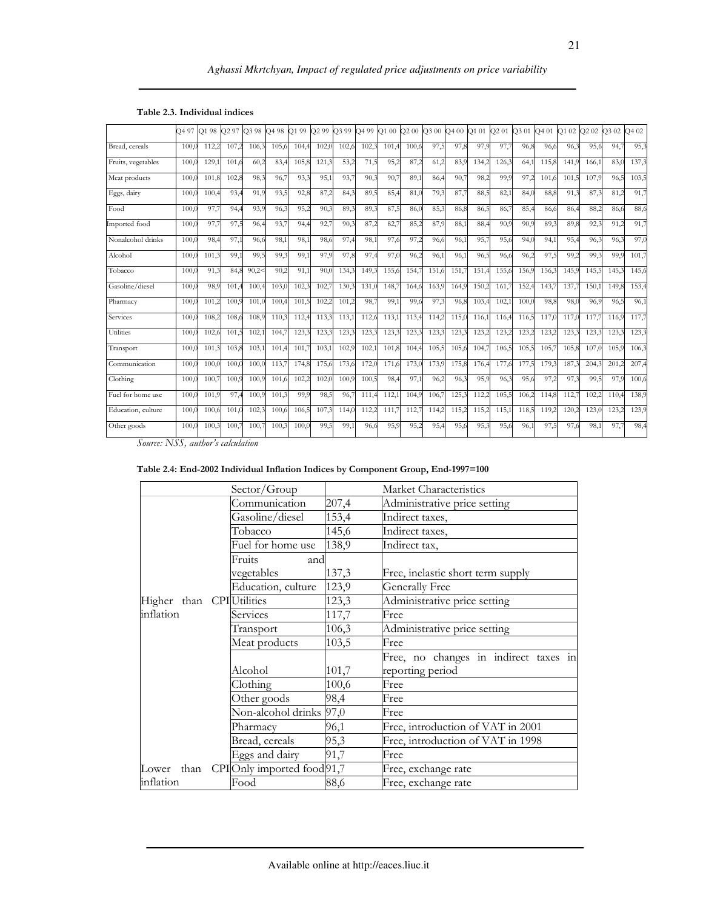**Table 2.3. Individual indices**

| | Q4 97 | Q1 98 | Q2 97 | Q3 98 | Q4 98 | Q1 99 | Q2 99 | Q3 99 | Q4 99 | Q1 00 | Q2 00 | Q3 00 | Q4 00 | Q1 01 | Q2 01 | Q3 01 | Q4 01 | Q1 02 | Q2 02 | Q3 02 | Q4 02 |
|---|---|---|---|---|---|---|---|---|---|---|---|---|---|---|---|---|---|---|---|---|---|
| Bread, cereals | 100,0 | 112,2 | 107,2 | 106,3 | 105,6 | 104,4 | 102,0 | 102,6 | 102,3 | 101,4 | 100,6 | 97,5 | 97,8 | 97,9 | 97,7 | 96,8 | 96,6 | 96,3 | 95,6 | 94,7 | 95,3 |
| Fruits, vegetables | 100,0 | 129,1 | 101,6 | 60,2 | 83,4 | 105,8 | 121,3 | 53,2 | 71,5 | 95,2 | 87,2 | 61,2 | 83,9 | 134,2 | 126,3 | 64,1 | 115,8 | 141,9 | 166,1 | 83,0 | 137,3 |
| Meat products | 100,0 | 101,8 | 102,8 | 98,3 | 96,7 | 93,3 | 95,1 | 93,7 | 90,3 | 90,7 | 89,1 | 86,4 | 90,7 | 98,2 | 99,9 | 97,2 | 101,6 | 101,5 | 107,9 | 96,5 | 103,5 |
| Eggs, dairy | 100,0 | 100,4 | 93,4 | 91,9 | 93,5 | 92,8 | 87,2 | 84,3 | 89,5 | 85,4 | 81,0 | 79,3 | 87,7 | 88,5 | 82,1 | 84,0 | 88,8 | 91,3 | 87,3 | 81,2 | 91,7 |
| Food | 100,0 | 97,7 | 94,4 | 93,9 | 96,3 | 95,2 | 90,3 | 89,3 | 89,3 | 87,5 | 86,0 | 85,3 | 86,8 | 86,5 | 86,7 | 85,4 | 86,6 | 86,4 | 88,2 | 86,6 | 88,6 |
| Imported food | 100,0 | 97,7 | 97,5 | 96,4 | 93,7 | 94,4 | 92,7 | 90,3 | 87,2 | 82,7 | 85,2 | 87,9 | 88,1 | 88,4 | 90,9 | 90,9 | 89,3 | 89,8 | 92,3 | 91,2 | 91,7 |
| Nonalcohol drinks | 100,0 | 98,4 | 97,1 | 96,6 | 98,1 | 98,1 | 98,6 | 97,4 | 98,1 | 97,6 | 97,2 | 96,6 | 96,1 | 95,7 | 95,6 | 94,0 | 94,1 | 95,4 | 96,3 | 96,3 | 97,0 |
| Alcohol | 100,0 | 101,3 | 99,1 | 99,5 | 99,3 | 99,1 | 97,9 | 97,8 | 97,4 | 97,0 | 96,2 | 96,1 | 96,1 | 96,5 | 96,6 | 96,2 | 97,5 | 99,2 | 99,3 | 99,9 | 101,7 |
| Tobacco | 100,0 | 91,3 | 84,8 | 90,2< | 90,2 | 91,1 | 90,0 | 134,3 | 149,3 | 155,6 | 154,7 | 151,6 | 151,7 | 151,4 | 155,6 | 156,9 | 156,3 | 145,9 | 145,5 | 145,3 | 145,6 |
| Gasoline/diesel | 100,0 | 98,9 | 101,4 | 100,4 | 103,0 | 102,3 | 102,7 | 130,3 | 131,0 | 148,7 | 164,6 | 163,9 | 164,9 | 150,2 | 161,7 | 152,4 | 143,7 | 137,7 | 150,1 | 149,8 | 153,4 |
| Pharmacy | 100,0 | 101,2 | 100,9 | 101,0 | 100,4 | 101,5 | 102,2 | 101,2 | 98,7 | 99,1 | 99,6 | 97,3 | 96,8 | 103,4 | 102,1 | 100,0 | 98,8 | 98,0 | 96,9 | 96,5 | 96,1 |
| Services | 100,0 | 108,2 | 108,6 | 108,9 | 110,3 | 112,4 | 113,3 | 113,1 | 112,6 | 113,1 | 113,4 | 114,2 | 115,0 | 116,1 | 116,4 | 116,5 | 117,0 | 117,0 | 117,7 | 116,9 | 117,7 |
| Utilities | 100,0 | 102,6 | 101,5 | 102,1 | 104,7 | 123,3 | 123,3 | 123,3 | 123,3 | 123,3 | 123,3 | 123,3 | 123,3 | 123,2 | 123,2 | 123,2 | 123,2 | 123,3 | 123,3 | 123,3 | 123,3 |
| Transport | 100,0 | 101,3 | 103,8 | 103,1 | 101,4 | 101,7 | 103,1 | 102,9 | 102,1 | 101,8 | 104,4 | 105,5 | 105,6 | 104,7 | 106,5 | 105,5 | 105,7 | 105,8 | 107,0 | 105,9 | 106,3 |
| Communication | 100,0 | 100,0 | 100,0 | 100,0 | 113,7 | 174,8 | 175,6 | 173,6 | 172,0 | 171,6 | 173,0 | 173,9 | 175,8 | 176,4 | 177,6 | 177,5 | 179,3 | 187,3 | 204,3 | 201,2 | 207,4 |
| Clothing | 100,0 | 100,7 | 100,9 | 100,9 | 101,6 | 102,2 | 102,0 | 100,9 | 100,5 | 98,4 | 97,1 | 96,2 | 96,3 | 95,9 | 96,3 | 95,6 | 97,2 | 97,3 | 99,5 | 97,9 | 100,6 |
| Fuel for home use | 100,0 | 101,9 | 97,4 | 100,9 | 101,3 | 99,9 | 98,5 | 96,7 | 111,4 | 112,1 | 104,9 | 106,7 | 125,3 | 112,2 | 105,5 | 106,2 | 114,8 | 112,7 | 102,2 | 110,4 | 138,9 |
| Education, culture | 100,0 | 100,6 | 101,0 | 102,3 | 100,6 | 106,5 | 107,3 | 114,0 | 112,2 | 111,7 | 112,7 | 114,2 | 115,2 | 115,2 | 115,1 | 118,5 | 119,2 | 120,2 | 123,0 | 123,2 | 123,9 |
| Other goods | 100,0 | 100,3 | 100,7 | 100,7 | 100,3 | 100,0 | 99,5 | 99,1 | 96,6 | 95,9 | 95,2 | 95,4 | 95,6 | 95,3 | 95,6 | 96,1 | 97,5 | 97,6 | 98,1 | 97,7 | 98,4 |

*Source: NSS, author's calculation*

**Table 2.4: End-2002 Individual Inflation Indices by Component Group, End-1997=100**

| | Sector/Group | | Market Characteristics |
|---|---|---|---|
| Higher than CPI inflation | Communication | 207,4 | Administrative price setting |
| | Gasoline/diesel | 153,4 | Indirect taxes, |
| | Tobacco | 145,6 | Indirect taxes, |
| | Fuel for home use | 138,9 | Indirect tax, |
| | Fruits and vegetables | 137,3 | Free, inelastic short term supply |
| | Education, culture | 123,9 | Generally Free |
| | Utilities | 123,3 | Administrative price setting |
| | Services | 117,7 | Free |
| | Transport | 106,3 | Administrative price setting |
| | Meat products | 103,5 | Free |
| | Alcohol | 101,7 | Free, no changes in indirect taxes in reporting period |
| | Clothing | 100,6 | Free |
| | Other goods | 98,4 | Free |
| | Non-alcohol drinks | 97,0 | Free |
| | Pharmacy | 96,1 | Free, introduction of VAT in 2001 |
| | Bread, cereals | 95,3 | Free, introduction of VAT in 1998 |
| | Eggs and dairy | 91,7 | Free |
| Lower than CPI inflation | Only imported food | 91,7 | Free, exchange rate |
| | Food | 88,6 | Free, exchange rate |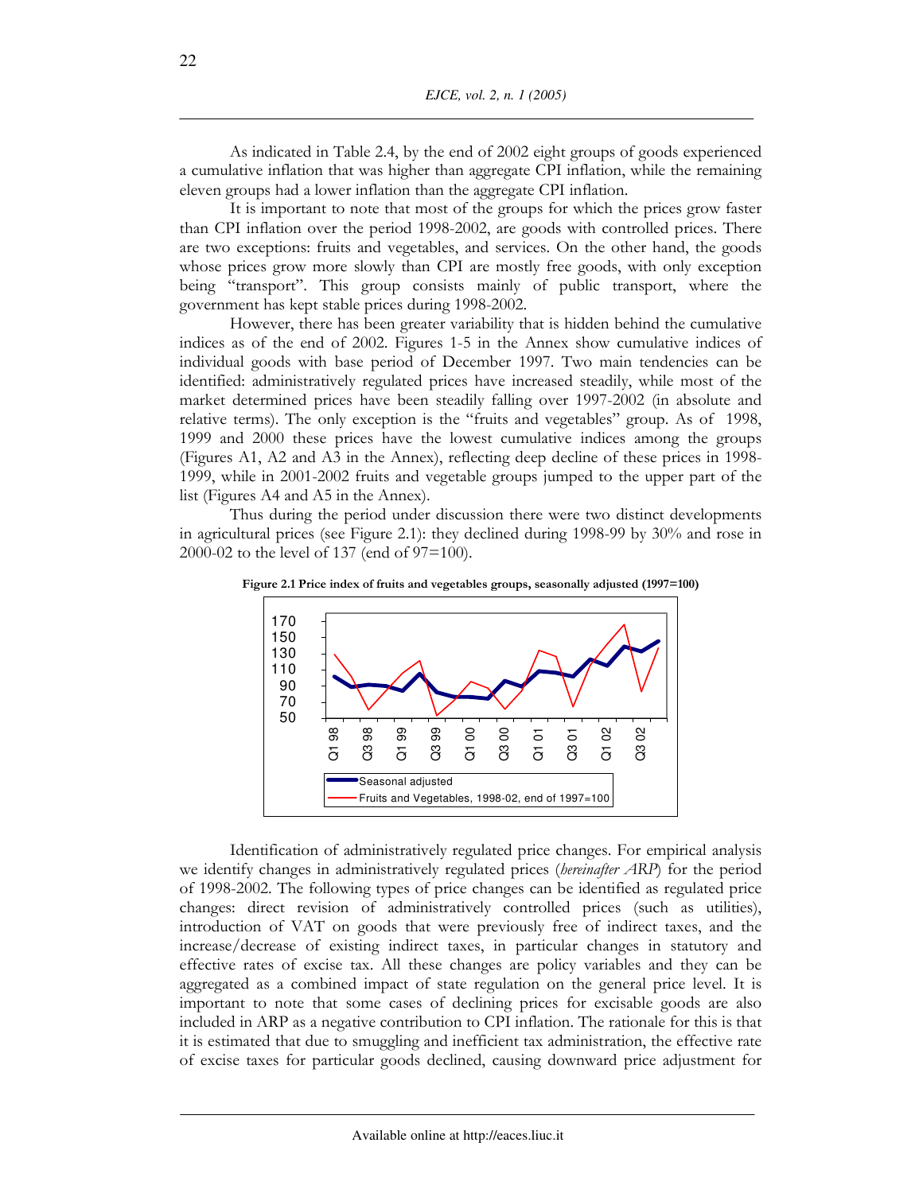As indicated in Table 2.4, by the end of 2002 eight groups of goods experienced a cumulative inflation that was higher than aggregate CPI inflation, while the remaining eleven groups had a lower inflation than the aggregate CPI inflation.

It is important to note that most of the groups for which the prices grow faster than CPI inflation over the period 1998-2002, are goods with controlled prices. There are two exceptions: fruits and vegetables, and services. On the other hand, the goods whose prices grow more slowly than CPI are mostly free goods, with only exception being "transport". This group consists mainly of public transport, where the government has kept stable prices during 1998-2002.

However, there has been greater variability that is hidden behind the cumulative indices as of the end of 2002. Figures 1-5 in the Annex show cumulative indices of individual goods with base period of December 1997. Two main tendencies can be identified: administratively regulated prices have increased steadily, while most of the market determined prices have been steadily falling over 1997-2002 (in absolute and relative terms). The only exception is the "fruits and vegetables" group. As of 1998, 1999 and 2000 these prices have the lowest cumulative indices among the groups (Figures A1, A2 and A3 in the Annex), reflecting deep decline of these prices in 1998-1999, while in 2001-2002 fruits and vegetable groups jumped to the upper part of the list (Figures A4 and A5 in the Annex).

Thus during the period under discussion there were two distinct developments in agricultural prices (see Figure 2.1): they declined during 1998-99 by 30% and rose in 2000-02 to the level of 137 (end of 97=100).

**Figure 2.1 Price index of fruits and vegetables groups, seasonally adjusted (1997=100)**

Identification of administratively regulated price changes. For empirical analysis we identify changes in administratively regulated prices (*hereinafter ARP*) for the period of 1998-2002. The following types of price changes can be identified as regulated price changes: direct revision of administratively controlled prices (such as utilities), introduction of VAT on goods that were previously free of indirect taxes, and the increase/decrease of existing indirect taxes, in particular changes in statutory and effective rates of excise tax. All these changes are policy variables and they can be aggregated as a combined impact of state regulation on the general price level. It is also important to note that some cases of declining prices for excisable goods are also included in ARP as a negative contribution to CPI inflation. The rationale for this is that it is estimated that due to smuggling and inefficient tax administration, the effective rate of excise taxes for particular goods declined, causing downward price adjustment for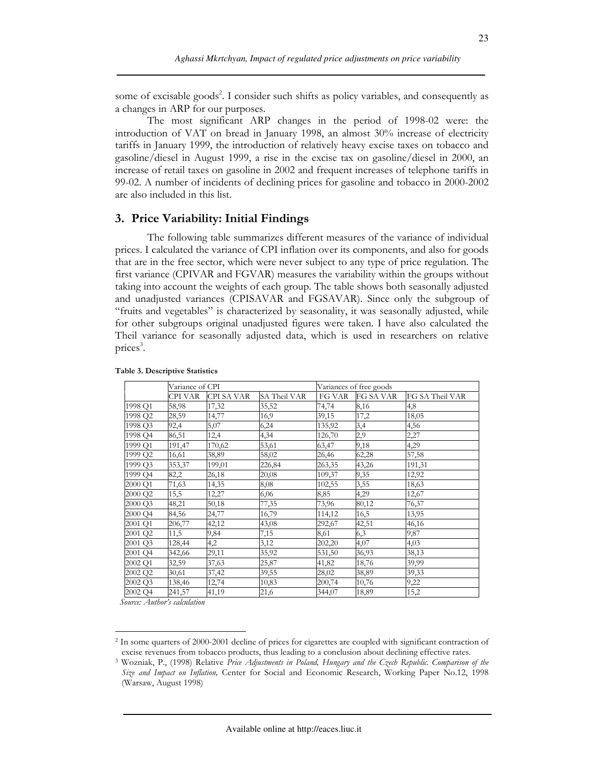some of excisable goods[2]. I consider such shifts as policy variables, and consequently as a changes in ARP for our purposes.

The most significant ARP changes in the period of 1998-02 were: the introduction of VAT on bread in January 1998, an almost 30% increase of electricity tariffs in January 1999, the introduction of relatively heavy excise taxes on tobacco and gasoline/diesel in August 1999, a rise in the excise tax on gasoline/diesel in 2000, an increase of retail taxes on gasoline in 2002 and frequent increases of telephone tariffs in 99-02. A number of incidents of declining prices for gasoline and tobacco in 2000-2002 are also included in this list.

## 3. Price Variability: Initial Findings

The following table summarizes different measures of the variance of individual prices. I calculated the variance of CPI inflation over its components, and also for goods that are in the free sector, which were never subject to any type of price regulation. The first variance (CPIVAR and FGVAR) measures the variability within the groups without taking into account the weights of each group. The table shows both seasonally adjusted and unadjusted variances (CPISAVAR and FGSAVAR). Since only the subgroup of "fruits and vegetables" is characterized by seasonality, it was seasonally adjusted, while for other subgroups original unadjusted figures were taken. I have also calculated the Theil variance for seasonally adjusted data, which is used in researchers on relative prices[3].

**Table 3. Descriptive Statistics**

| | Variance of CPI | | | Variances of free goods | | |
|---|---|---|---|---|---|---|
| | CPI VAR | CPI SA VAR | SA Theil VAR | FG VAR | FG SA VAR | FG SA Theil VAR |
| 1998 Q1 | 58,98 | 17,32 | 35,52 | 74,74 | 8,16 | 4,8 |
| 1998 Q2 | 28,59 | 14,77 | 16,9 | 39,15 | 17,2 | 18,05 |
| 1998 Q3 | 92,4 | 5,07 | 6,24 | 135,92 | 3,4 | 4,56 |
| 1998 Q4 | 86,51 | 12,4 | 4,34 | 126,70 | 2,9 | 2,27 |
| 1999 Q1 | 191,47 | 170,62 | 53,61 | 63,47 | 9,18 | 4,29 |
| 1999 Q2 | 16,61 | 38,89 | 58,02 | 26,46 | 62,28 | 57,58 |
| 1999 Q3 | 353,37 | 199,01 | 226,84 | 263,35 | 43,26 | 191,31 |
| 1999 Q4 | 82,2 | 26,18 | 20,08 | 109,37 | 9,35 | 12,92 |
| 2000 Q1 | 71,63 | 14,35 | 8,08 | 102,55 | 3,55 | 18,63 |
| 2000 Q2 | 15,5 | 12,27 | 6,06 | 8,85 | 4,29 | 12,67 |
| 2000 Q3 | 48,21 | 50,18 | 77,35 | 73,96 | 80,12 | 76,37 |
| 2000 Q4 | 84,56 | 24,77 | 16,79 | 114,12 | 16,5 | 13,95 |
| 2001 Q1 | 206,77 | 42,12 | 43,08 | 292,67 | 42,51 | 46,16 |
| 2001 Q2 | 11,5 | 9,84 | 7,15 | 8,61 | 6,3 | 9,87 |
| 2001 Q3 | 128,44 | 4,2 | 3,12 | 202,20 | 4,07 | 4,03 |
| 2001 Q4 | 342,66 | 29,11 | 35,92 | 531,50 | 36,93 | 38,13 |
| 2002 Q1 | 32,59 | 37,63 | 25,87 | 41,82 | 18,76 | 39,99 |
| 2002 Q2 | 30,61 | 37,42 | 39,55 | 28,02 | 38,89 | 39,33 |
| 2002 Q3 | 138,46 | 12,74 | 10,83 | 200,74 | 10,76 | 9,22 |
| 2002 Q4 | 241,57 | 41,19 | 21,6 | 344,07 | 18,89 | 15,2 |

*Source: Author's calculation*

[2] In some quarters of 2000-2001 decline of prices for cigarettes are coupled with significant contraction of excise revenues from tobacco products, thus leading to a conclusion about declining effective rates.

[3] Wozniak, P., (1998) Relative *Price Adjustments in Poland, Hungary and the Czech Republic. Comparison of the Size and Impact on Inflation,* Center for Social and Economic Research, Working Paper No.12, 1998 (Warsaw, August 1998)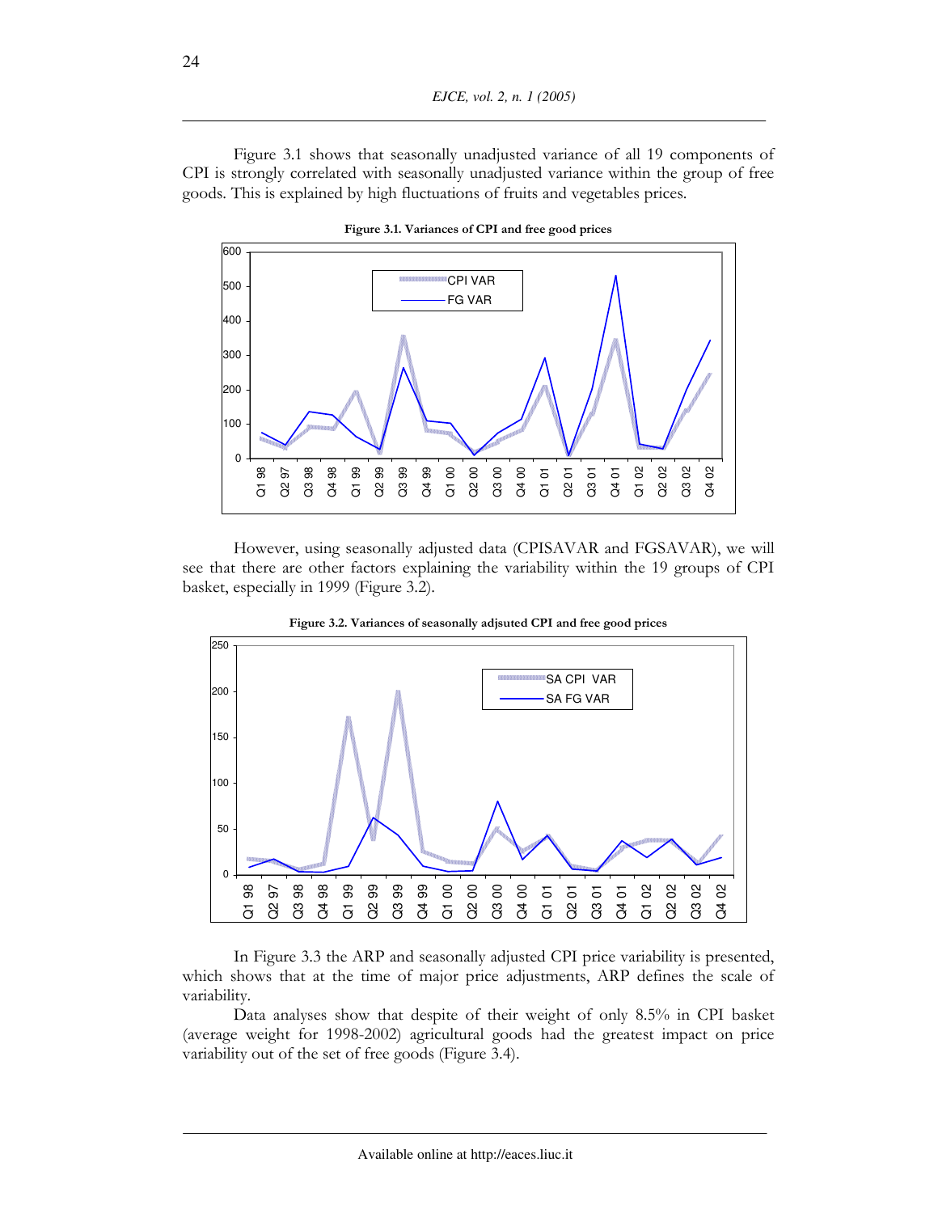Figure 3.1 shows that seasonally unadjusted variance of all 19 components of CPI is strongly correlated with seasonally unadjusted variance within the group of free goods. This is explained by high fluctuations of fruits and vegetables prices.

**Figure 3.1. Variances of CPI and free good prices**

However, using seasonally adjusted data (CPISAVAR and FGSAVAR), we will see that there are other factors explaining the variability within the 19 groups of CPI basket, especially in 1999 (Figure 3.2).

**Figure 3.2. Variances of seasonally adjsuted CPI and free good prices**

In Figure 3.3 the ARP and seasonally adjusted CPI price variability is presented, which shows that at the time of major price adjustments, ARP defines the scale of variability.

Data analyses show that despite of their weight of only 8.5% in CPI basket (average weight for 1998-2002) agricultural goods had the greatest impact on price variability out of the set of free goods (Figure 3.4).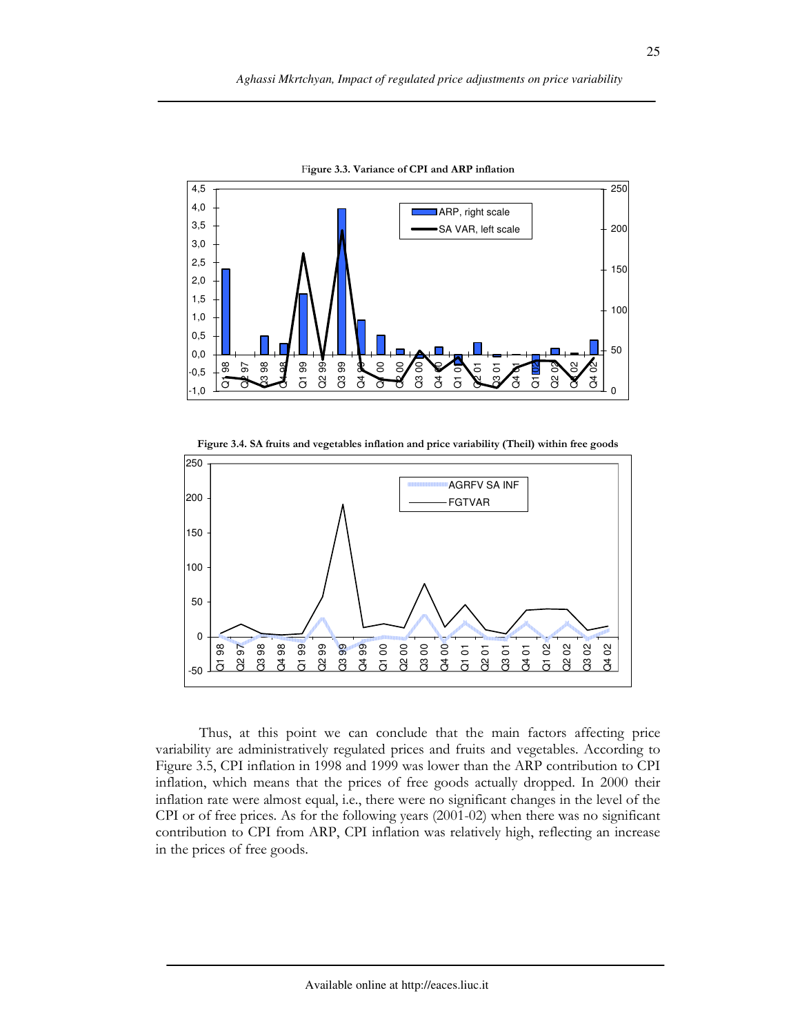Figure 3.3. Variance of CPI and ARP inflation

Figure 3.4. SA fruits and vegetables inflation and price variability (Theil) within free goods

Thus, at this point we can conclude that the main factors affecting price variability are administratively regulated prices and fruits and vegetables. According to Figure 3.5, CPI inflation in 1998 and 1999 was lower than the ARP contribution to CPI inflation, which means that the prices of free goods actually dropped. In 2000 their inflation rate were almost equal, i.e., there were no significant changes in the level of the CPI or of free prices. As for the following years (2001-02) when there was no significant contribution to CPI from ARP, CPI inflation was relatively high, reflecting an increase in the prices of free goods.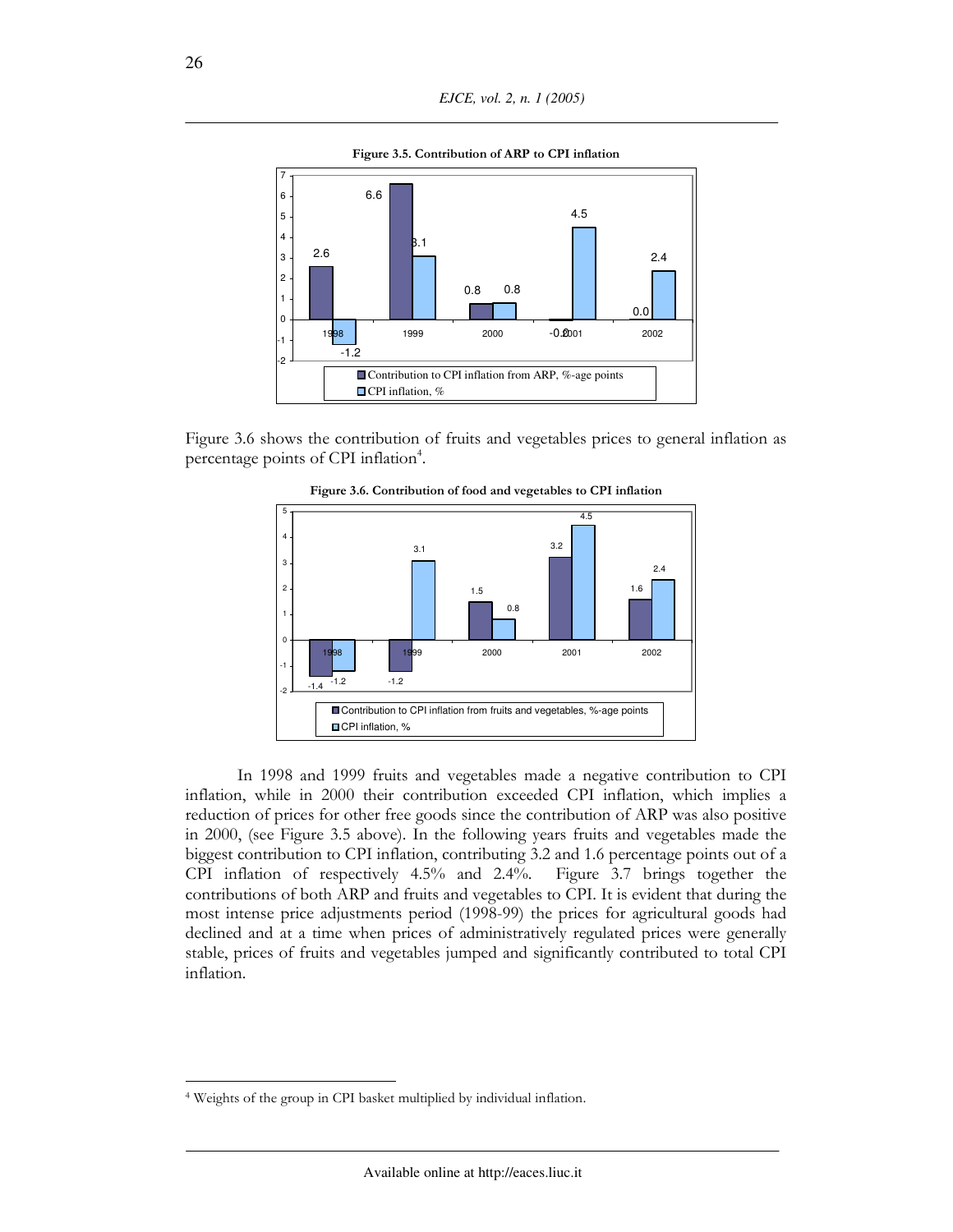**Figure 3.5. Contribution of ARP to CPI inflation**

Figure 3.6 shows the contribution of fruits and vegetables prices to general inflation as percentage points of CPI inflation[4].

**Figure 3.6. Contribution of food and vegetables to CPI inflation**

In 1998 and 1999 fruits and vegetables made a negative contribution to CPI inflation, while in 2000 their contribution exceeded CPI inflation, which implies a reduction of prices for other free goods since the contribution of ARP was also positive in 2000, (see Figure 3.5 above). In the following years fruits and vegetables made the biggest contribution to CPI inflation, contributing 3.2 and 1.6 percentage points out of a CPI inflation of respectively 4.5% and 2.4%. Figure 3.7 brings together the contributions of both ARP and fruits and vegetables to CPI. It is evident that during the most intense price adjustments period (1998-99) the prices for agricultural goods had declined and at a time when prices of administratively regulated prices were generally stable, prices of fruits and vegetables jumped and significantly contributed to total CPI inflation.

[4] Weights of the group in CPI basket multiplied by individual inflation.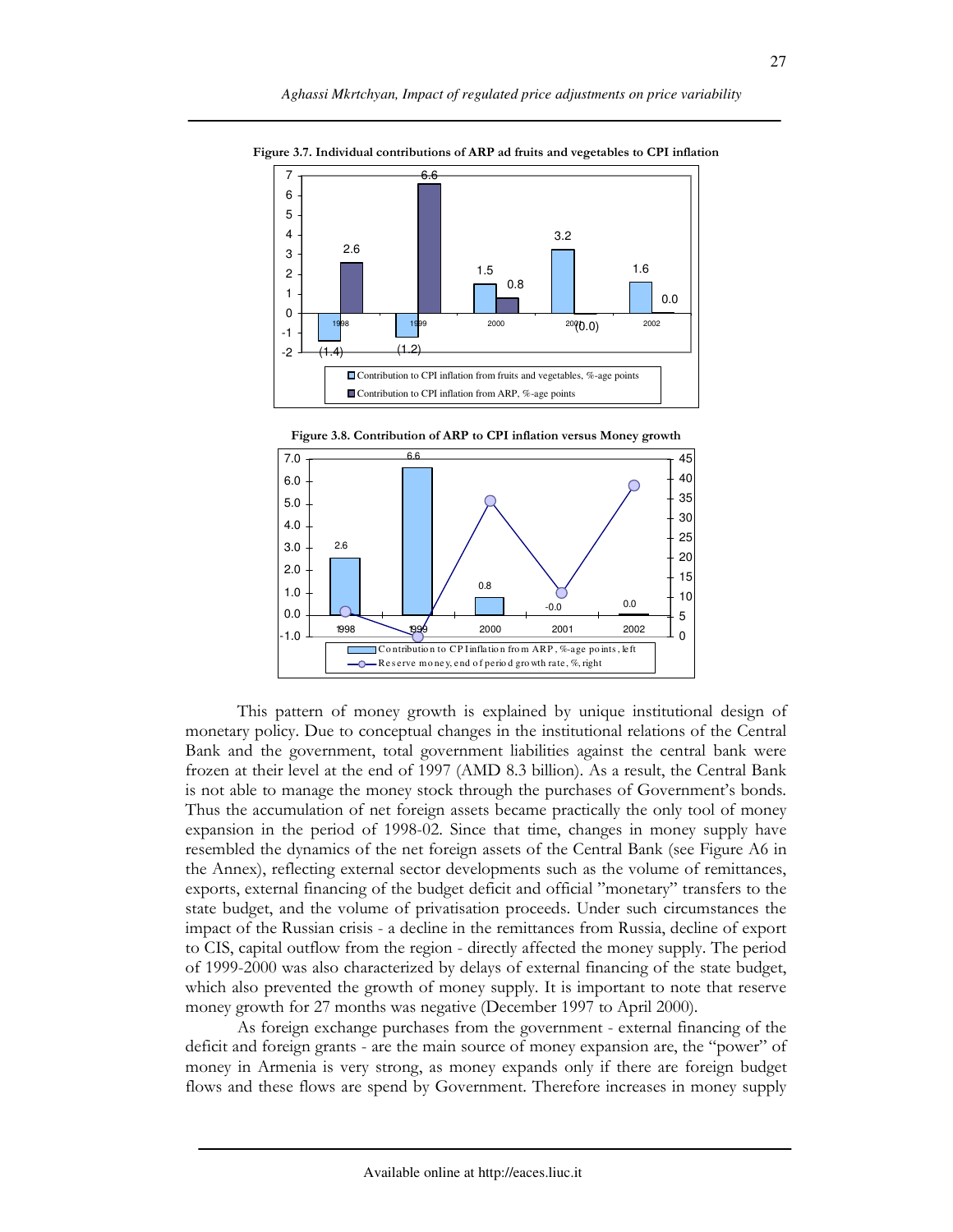**Figure 3.7. Individual contributions of ARP ad fruits and vegetables to CPI inflation**

**Figure 3.8. Contribution of ARP to CPI inflation versus Money growth**

This pattern of money growth is explained by unique institutional design of monetary policy. Due to conceptual changes in the institutional relations of the Central Bank and the government, total government liabilities against the central bank were frozen at their level at the end of 1997 (AMD 8.3 billion). As a result, the Central Bank is not able to manage the money stock through the purchases of Government's bonds. Thus the accumulation of net foreign assets became practically the only tool of money expansion in the period of 1998-02. Since that time, changes in money supply have resembled the dynamics of the net foreign assets of the Central Bank (see Figure A6 in the Annex), reflecting external sector developments such as the volume of remittances, exports, external financing of the budget deficit and official "monetary" transfers to the state budget, and the volume of privatisation proceeds. Under such circumstances the impact of the Russian crisis - a decline in the remittances from Russia, decline of export to CIS, capital outflow from the region - directly affected the money supply. The period of 1999-2000 was also characterized by delays of external financing of the state budget, which also prevented the growth of money supply. It is important to note that reserve money growth for 27 months was negative (December 1997 to April 2000).

As foreign exchange purchases from the government - external financing of the deficit and foreign grants - are the main source of money expansion are, the "power" of money in Armenia is very strong, as money expands only if there are foreign budget flows and these flows are spend by Government. Therefore increases in money supply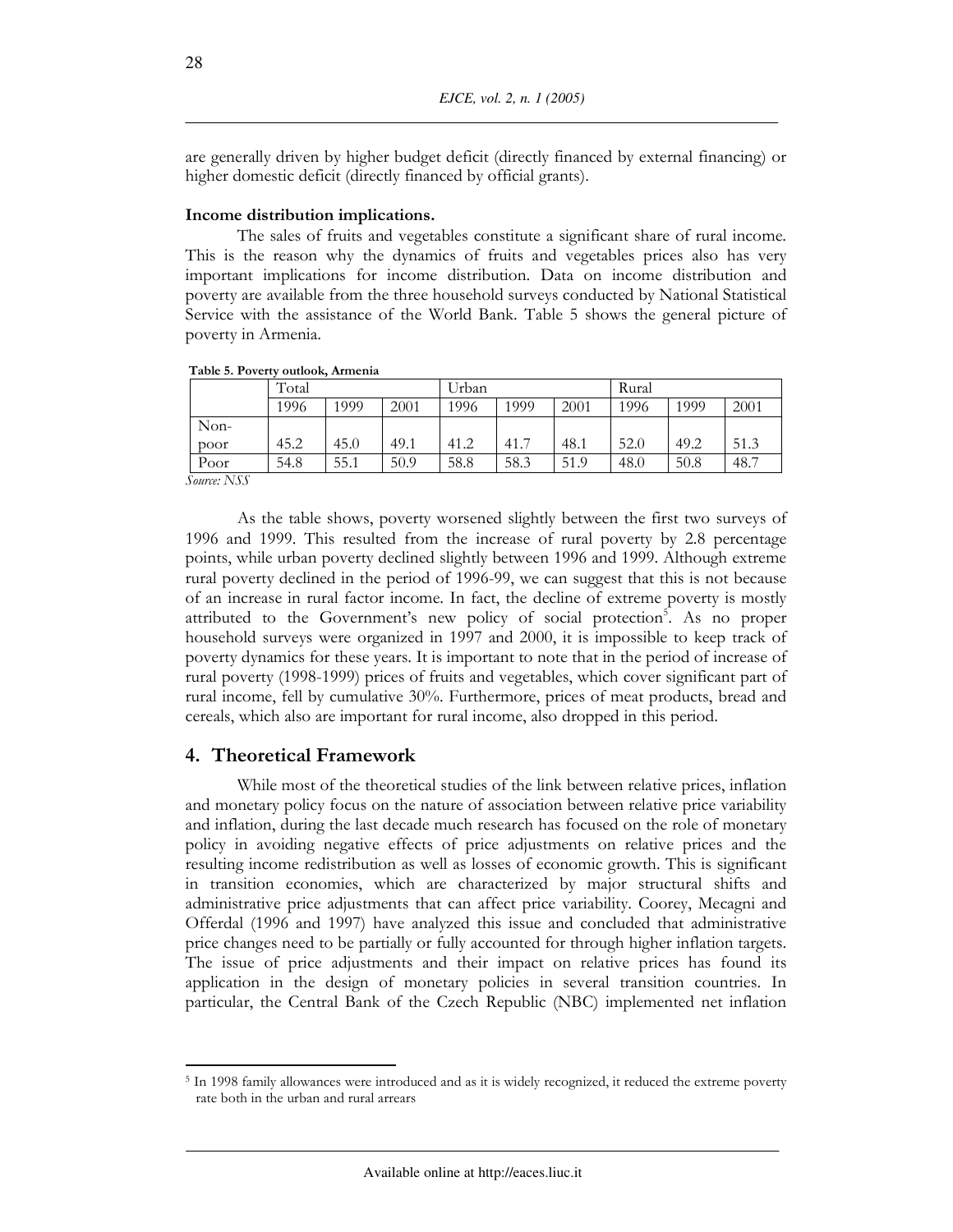are generally driven by higher budget deficit (directly financed by external financing) or higher domestic deficit (directly financed by official grants).

**Income distribution implications.**

The sales of fruits and vegetables constitute a significant share of rural income. This is the reason why the dynamics of fruits and vegetables prices also has very important implications for income distribution. Data on income distribution and poverty are available from the three household surveys conducted by National Statistical Service with the assistance of the World Bank. Table 5 shows the general picture of poverty in Armenia.

**Table 5. Poverty outlook, Armenia**

| | Total | | | Urban | | | Rural | | |
|---|---|---|---|---|---|---|---|---|---|
| | 1996 | 1999 | 2001 | 1996 | 1999 | 2001 | 1996 | 1999 | 2001 |
| Non-poor | 45.2 | 45.0 | 49.1 | 41.2 | 41.7 | 48.1 | 52.0 | 49.2 | 51.3 |
| Poor | 54.8 | 55.1 | 50.9 | 58.8 | 58.3 | 51.9 | 48.0 | 50.8 | 48.7 |

*Source: NSS*

As the table shows, poverty worsened slightly between the first two surveys of 1996 and 1999. This resulted from the increase of rural poverty by 2.8 percentage points, while urban poverty declined slightly between 1996 and 1999. Although extreme rural poverty declined in the period of 1996-99, we can suggest that this is not because of an increase in rural factor income. In fact, the decline of extreme poverty is mostly attributed to the Government's new policy of social protection[5]. As no proper household surveys were organized in 1997 and 2000, it is impossible to keep track of poverty dynamics for these years. It is important to note that in the period of increase of rural poverty (1998-1999) prices of fruits and vegetables, which cover significant part of rural income, fell by cumulative 30%. Furthermore, prices of meat products, bread and cereals, which also are important for rural income, also dropped in this period.

## 4. Theoretical Framework

While most of the theoretical studies of the link between relative prices, inflation and monetary policy focus on the nature of association between relative price variability and inflation, during the last decade much research has focused on the role of monetary policy in avoiding negative effects of price adjustments on relative prices and the resulting income redistribution as well as losses of economic growth. This is significant in transition economies, which are characterized by major structural shifts and administrative price adjustments that can affect price variability. Coorey, Mecagni and Offerdal (1996 and 1997) have analyzed this issue and concluded that administrative price changes need to be partially or fully accounted for through higher inflation targets. The issue of price adjustments and their impact on relative prices has found its application in the design of monetary policies in several transition countries. In particular, the Central Bank of the Czech Republic (NBC) implemented net inflation

[5] In 1998 family allowances were introduced and as it is widely recognized, it reduced the extreme poverty rate both in the urban and rural arrears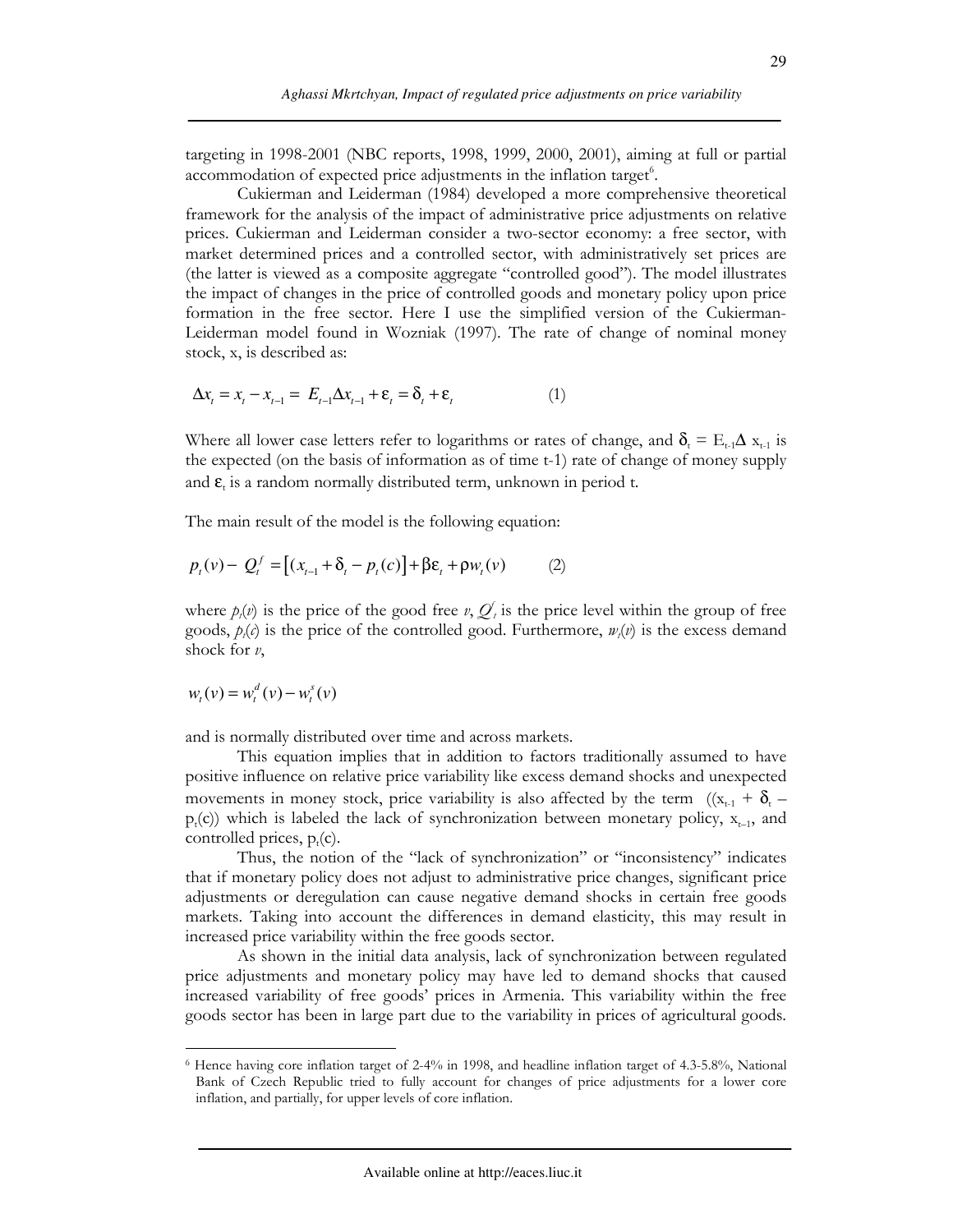targeting in 1998-2001 (NBC reports, 1998, 1999, 2000, 2001), aiming at full or partial accommodation of expected price adjustments in the inflation target[6].

Cukierman and Leiderman (1984) developed a more comprehensive theoretical framework for the analysis of the impact of administrative price adjustments on relative prices. Cukierman and Leiderman consider a two-sector economy: a free sector, with market determined prices and a controlled sector, with administratively set prices are (the latter is viewed as a composite aggregate "controlled good"). The model illustrates the impact of changes in the price of controlled goods and monetary policy upon price formation in the free sector. Here I use the simplified version of the Cukierman-Leiderman model found in Wozniak (1997). The rate of change of nominal money stock, x, is described as:

$$\Delta x_t = x_t - x_{t-1} = E_{t-1}\Delta x_{t-1} + \varepsilon_t = \delta_t + \varepsilon_t \qquad (1)$$

Where all lower case letters refer to logarithms or rates of change, and $\delta_t = E_{t-1}\Delta x_{t-1}$ is the expected (on the basis of information as of time t-1) rate of change of money supply and $\varepsilon_t$ is a random normally distributed term, unknown in period t.

The main result of the model is the following equation:

$$p_t(v) - Q_t^f = \left[(x_{t-1} + \delta_t - p_t(c)\right] + \beta\varepsilon_t + \rho w_t(v) \qquad (2)$$

where $p_t(v)$ is the price of the good free $v$, $Q_t^f$ is the price level within the group of free goods, $p_t(c)$ is the price of the controlled good. Furthermore, $w_t(v)$ is the excess demand shock for $v$,

$$w_t(v) = w_t^d(v) - w_t^s(v)$$

and is normally distributed over time and across markets.

This equation implies that in addition to factors traditionally assumed to have positive influence on relative price variability like excess demand shocks and unexpected movements in money stock, price variability is also affected by the term $((x_{t-1} + \delta_t - p_t(c))$ which is labeled the lack of synchronization between monetary policy, $x_{t-1}$, and controlled prices, $p_t(c)$.

Thus, the notion of the "lack of synchronization" or "inconsistency" indicates that if monetary policy does not adjust to administrative price changes, significant price adjustments or deregulation can cause negative demand shocks in certain free goods markets. Taking into account the differences in demand elasticity, this may result in increased price variability within the free goods sector.

As shown in the initial data analysis, lack of synchronization between regulated price adjustments and monetary policy may have led to demand shocks that caused increased variability of free goods' prices in Armenia. This variability within the free goods sector has been in large part due to the variability in prices of agricultural goods.

[6] Hence having core inflation target of 2-4% in 1998, and headline inflation target of 4.3-5.8%, National Bank of Czech Republic tried to fully account for changes of price adjustments for a lower core inflation, and partially, for upper levels of core inflation.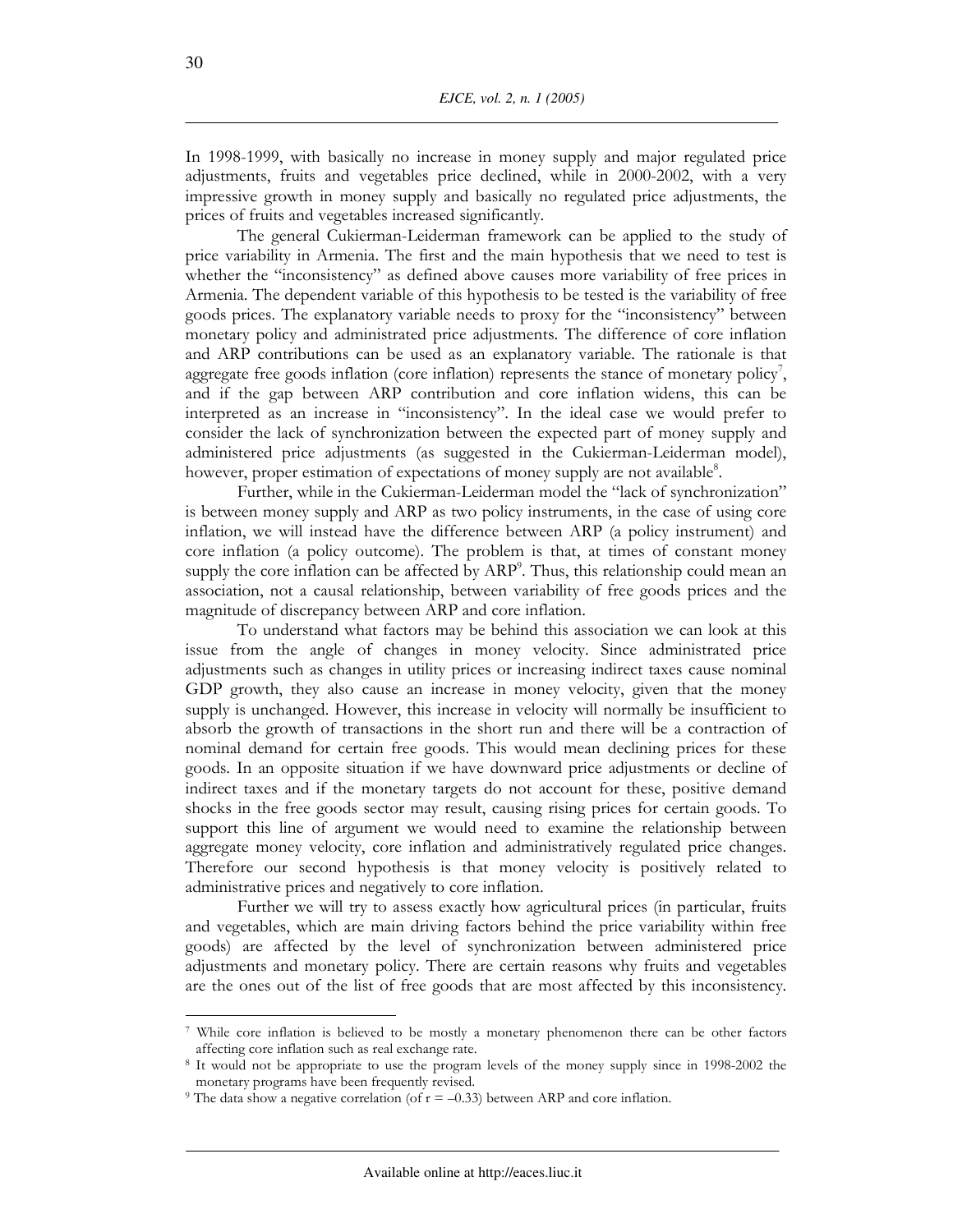In 1998-1999, with basically no increase in money supply and major regulated price adjustments, fruits and vegetables price declined, while in 2000-2002, with a very impressive growth in money supply and basically no regulated price adjustments, the prices of fruits and vegetables increased significantly.

The general Cukierman-Leiderman framework can be applied to the study of price variability in Armenia. The first and the main hypothesis that we need to test is whether the "inconsistency" as defined above causes more variability of free prices in Armenia. The dependent variable of this hypothesis to be tested is the variability of free goods prices. The explanatory variable needs to proxy for the "inconsistency" between monetary policy and administrated price adjustments. The difference of core inflation and ARP contributions can be used as an explanatory variable. The rationale is that aggregate free goods inflation (core inflation) represents the stance of monetary policy[7], and if the gap between ARP contribution and core inflation widens, this can be interpreted as an increase in "inconsistency". In the ideal case we would prefer to consider the lack of synchronization between the expected part of money supply and administered price adjustments (as suggested in the Cukierman-Leiderman model), however, proper estimation of expectations of money supply are not available[8].

Further, while in the Cukierman-Leiderman model the "lack of synchronization" is between money supply and ARP as two policy instruments, in the case of using core inflation, we will instead have the difference between ARP (a policy instrument) and core inflation (a policy outcome). The problem is that, at times of constant money supply the core inflation can be affected by ARP[9]. Thus, this relationship could mean an association, not a causal relationship, between variability of free goods prices and the magnitude of discrepancy between ARP and core inflation.

To understand what factors may be behind this association we can look at this issue from the angle of changes in money velocity. Since administrated price adjustments such as changes in utility prices or increasing indirect taxes cause nominal GDP growth, they also cause an increase in money velocity, given that the money supply is unchanged. However, this increase in velocity will normally be insufficient to absorb the growth of transactions in the short run and there will be a contraction of nominal demand for certain free goods. This would mean declining prices for these goods. In an opposite situation if we have downward price adjustments or decline of indirect taxes and if the monetary targets do not account for these, positive demand shocks in the free goods sector may result, causing rising prices for certain goods. To support this line of argument we would need to examine the relationship between aggregate money velocity, core inflation and administratively regulated price changes. Therefore our second hypothesis is that money velocity is positively related to administrative prices and negatively to core inflation.

Further we will try to assess exactly how agricultural prices (in particular, fruits and vegetables, which are main driving factors behind the price variability within free goods) are affected by the level of synchronization between administered price adjustments and monetary policy. There are certain reasons why fruits and vegetables are the ones out of the list of free goods that are most affected by this inconsistency.

---

[7] While core inflation is believed to be mostly a monetary phenomenon there can be other factors affecting core inflation such as real exchange rate.

[8] It would not be appropriate to use the program levels of the money supply since in 1998-2002 the monetary programs have been frequently revised.

[9] The data show a negative correlation (of $r = -0.33$) between ARP and core inflation.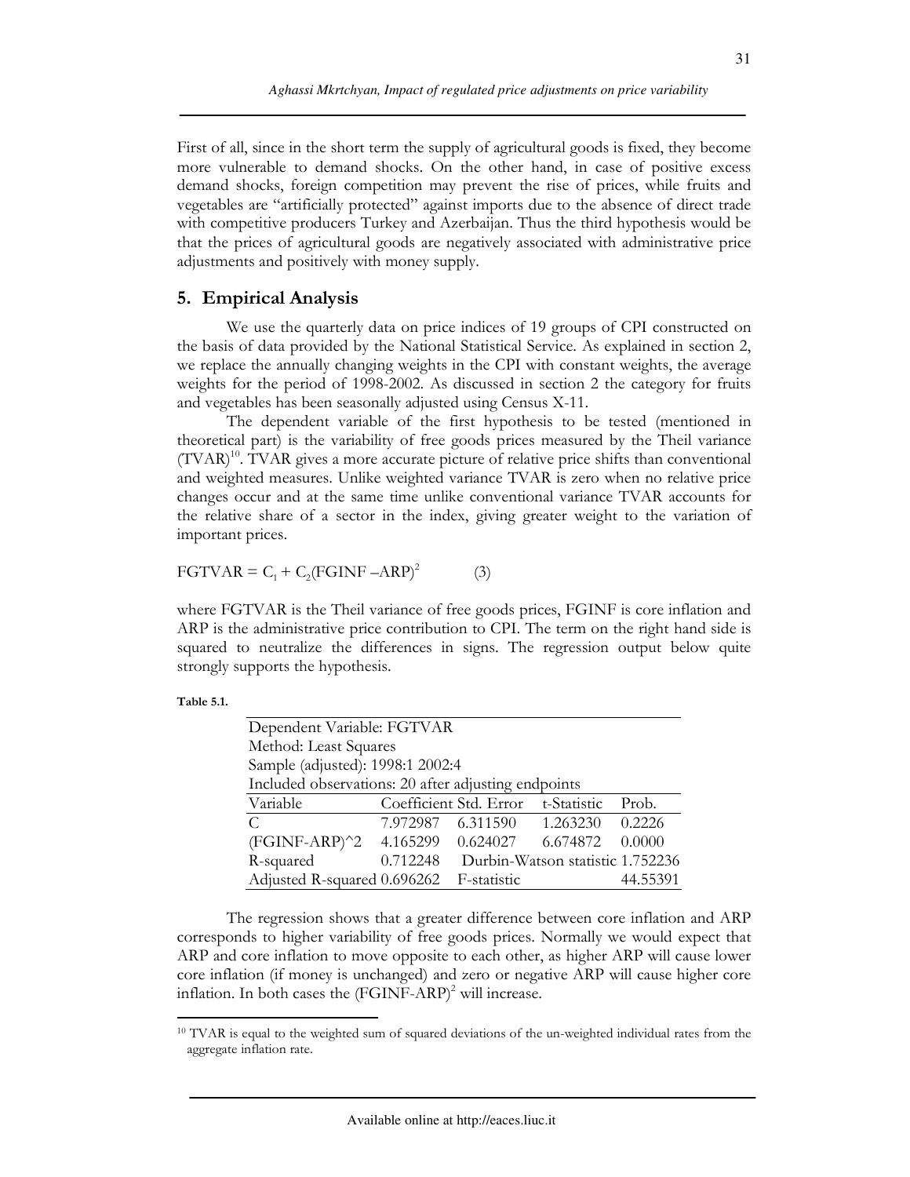First of all, since in the short term the supply of agricultural goods is fixed, they become more vulnerable to demand shocks. On the other hand, in case of positive excess demand shocks, foreign competition may prevent the rise of prices, while fruits and vegetables are "artificially protected" against imports due to the absence of direct trade with competitive producers Turkey and Azerbaijan. Thus the third hypothesis would be that the prices of agricultural goods are negatively associated with administrative price adjustments and positively with money supply.

## 5. Empirical Analysis

We use the quarterly data on price indices of 19 groups of CPI constructed on the basis of data provided by the National Statistical Service. As explained in section 2, we replace the annually changing weights in the CPI with constant weights, the average weights for the period of 1998-2002. As discussed in section 2 the category for fruits and vegetables has been seasonally adjusted using Census X-11.

The dependent variable of the first hypothesis to be tested (mentioned in theoretical part) is the variability of free goods prices measured by the Theil variance (TVAR)[10]. TVAR gives a more accurate picture of relative price shifts than conventional and weighted measures. Unlike weighted variance TVAR is zero when no relative price changes occur and at the same time unlike conventional variance TVAR accounts for the relative share of a sector in the index, giving greater weight to the variation of important prices.

$$FGTVAR = C_1 + C_2(FGINF - ARP)^2 \qquad (3)$$

where FGTVAR is the Theil variance of free goods prices, FGINF is core inflation and ARP is the administrative price contribution to CPI. The term on the right hand side is squared to neutralize the differences in signs. The regression output below quite strongly supports the hypothesis.

**Table 5.1.**

| Dependent Variable: FGTVAR | | | | |
|---|---|---|---|---|
| Method: Least Squares | | | | |
| Sample (adjusted): 1998:1 2002:4 | | | | |
| Included observations: 20 after adjusting endpoints | | | | |
| Variable | Coefficient | Std. Error | t-Statistic | Prob. |
| C | 7.972987 | 6.311590 | 1.263230 | 0.2226 |
| (FGINF-ARP)^2 | 4.165299 | 0.624027 | 6.674872 | 0.0000 |
| R-squared | 0.712248 | Durbin-Watson statistic | | 1.752236 |
| Adjusted R-squared | 0.696262 | F-statistic | | 44.55391 |

The regression shows that a greater difference between core inflation and ARP corresponds to higher variability of free goods prices. Normally we would expect that ARP and core inflation to move opposite to each other, as higher ARP will cause lower core inflation (if money is unchanged) and zero or negative ARP will cause higher core inflation. In both cases the $(FGINF\text{-}ARP)^2$ will increase.

[10] TVAR is equal to the weighted sum of squared deviations of the un-weighted individual rates from the aggregate inflation rate.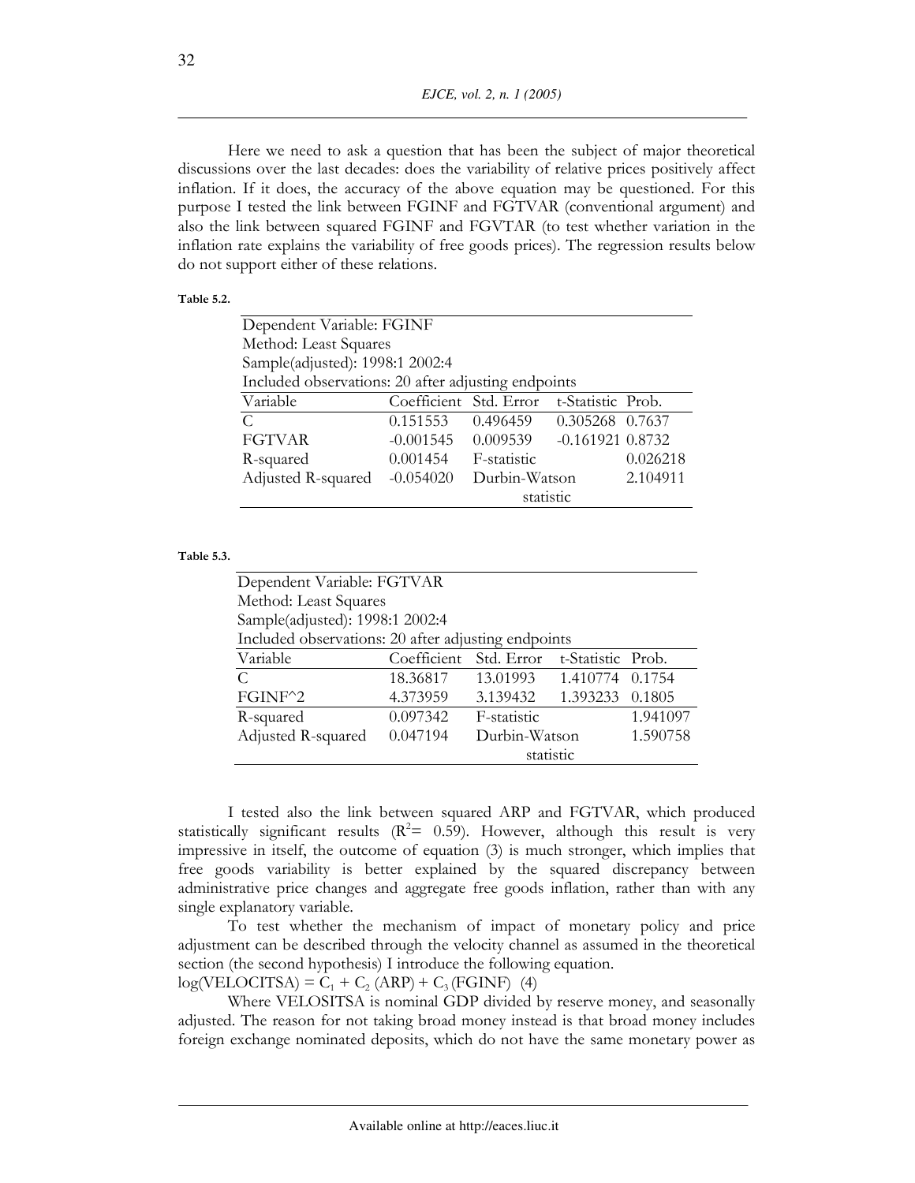Here we need to ask a question that has been the subject of major theoretical discussions over the last decades: does the variability of relative prices positively affect inflation. If it does, the accuracy of the above equation may be questioned. For this purpose I tested the link between FGINF and FGTVAR (conventional argument) and also the link between squared FGINF and FGVTAR (to test whether variation in the inflation rate explains the variability of free goods prices). The regression results below do not support either of these relations.

**Table 5.2.**

| Dependent Variable: FGINF | | | | |
|---|---|---|---|---|
| Method: Least Squares | | | | |
| Sample(adjusted): 1998:1 2002:4 | | | | |
| Included observations: 20 after adjusting endpoints | | | | |
| Variable | Coefficient | Std. Error | t-Statistic | Prob. |
| C | 0.151553 | 0.496459 | 0.305268 | 0.7637 |
| FGTVAR | -0.001545 | 0.009539 | -0.161921 | 0.8732 |
| R-squared | 0.001454 | F-statistic | | 0.026218 |
| Adjusted R-squared | -0.054020 | Durbin-Watson statistic | | 2.104911 |

**Table 5.3.**

| Dependent Variable: FGTVAR | | | | |
|---|---|---|---|---|
| Method: Least Squares | | | | |
| Sample(adjusted): 1998:1 2002:4 | | | | |
| Included observations: 20 after adjusting endpoints | | | | |
| Variable | Coefficient | Std. Error | t-Statistic | Prob. |
| C | 18.36817 | 13.01993 | 1.410774 | 0.1754 |
| FGINF^2 | 4.373959 | 3.139432 | 1.393233 | 0.1805 |
| R-squared | 0.097342 | F-statistic | | 1.941097 |
| Adjusted R-squared | 0.047194 | Durbin-Watson statistic | | 1.590758 |

I tested also the link between squared ARP and FGTVAR, which produced statistically significant results ($R^2 = 0.59$). However, although this result is very impressive in itself, the outcome of equation (3) is much stronger, which implies that free goods variability is better explained by the squared discrepancy between administrative price changes and aggregate free goods inflation, rather than with any single explanatory variable.

To test whether the mechanism of impact of monetary policy and price adjustment can be described through the velocity channel as assumed in the theoretical section (the second hypothesis) I introduce the following equation.

$\log(\text{VELOCITSA}) = C_1 + C_2\,(\text{ARP}) + C_3\,(\text{FGINF})$ (4)

Where VELOSITSA is nominal GDP divided by reserve money, and seasonally adjusted. The reason for not taking broad money instead is that broad money includes foreign exchange nominated deposits, which do not have the same monetary power as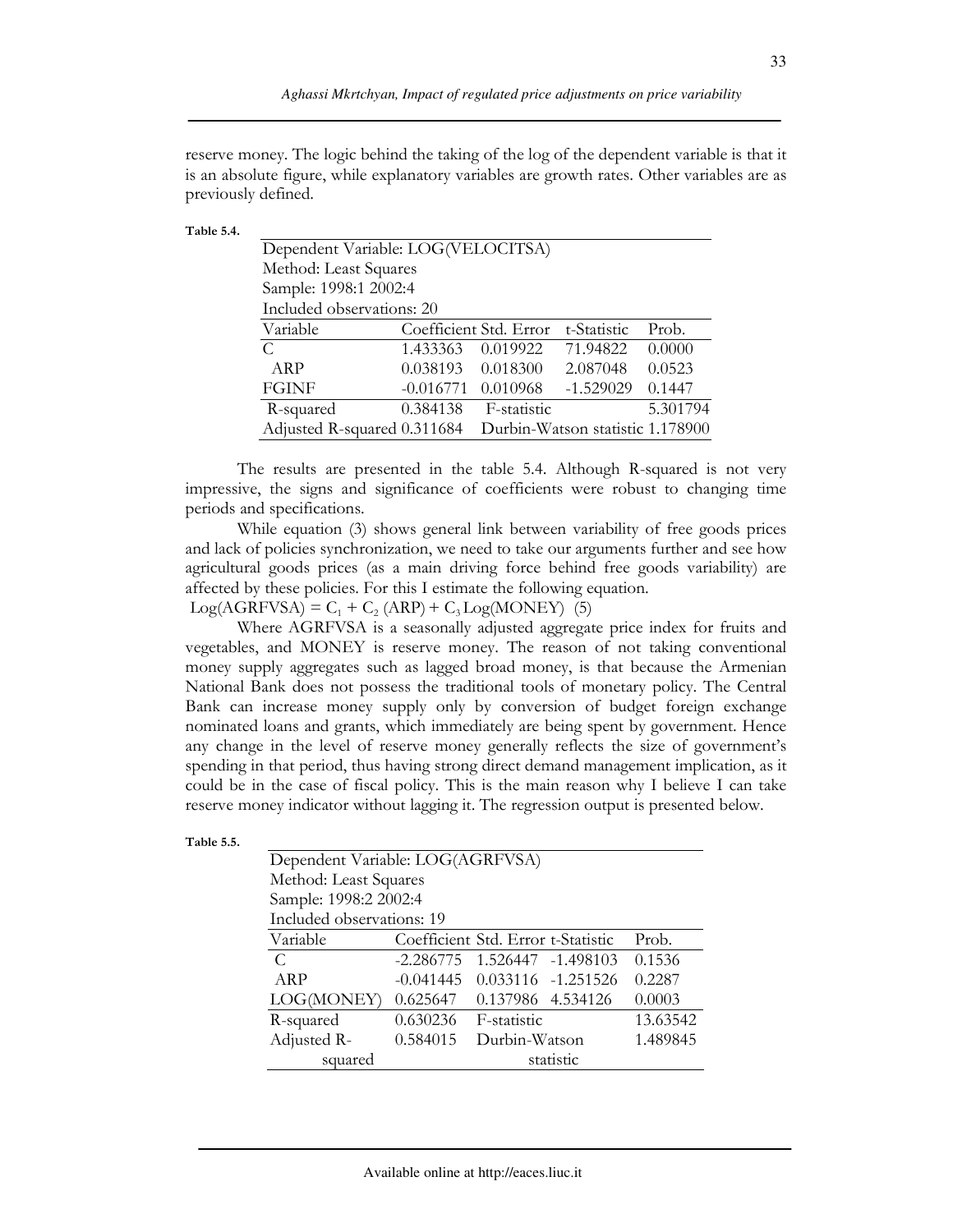reserve money. The logic behind the taking of the log of the dependent variable is that it is an absolute figure, while explanatory variables are growth rates. Other variables are as previously defined.

**Table 5.4.**

| Dependent Variable: LOG(VELOCITSA) | | | | |
|---|---|---|---|---|
| Method: Least Squares | | | | |
| Sample: 1998:1 2002:4 | | | | |
| Included observations: 20 | | | | |
| Variable | Coefficient | Std. Error | t-Statistic | Prob. |
| C | 1.433363 | 0.019922 | 71.94822 | 0.0000 |
| ARP | 0.038193 | 0.018300 | 2.087048 | 0.0523 |
| FGINF | -0.016771 | 0.010968 | -1.529029 | 0.1447 |
| R-squared | 0.384138 | F-statistic | | 5.301794 |
| Adjusted R-squared | 0.311684 | Durbin-Watson statistic | | 1.178900 |

The results are presented in the table 5.4. Although R-squared is not very impressive, the signs and significance of coefficients were robust to changing time periods and specifications.

While equation (3) shows general link between variability of free goods prices and lack of policies synchronization, we need to take our arguments further and see how agricultural goods prices (as a main driving force behind free goods variability) are affected by these policies. For this I estimate the following equation.

$$\text{Log(AGRFVSA)} = C_1 + C_2\,(\text{ARP}) + C_3\,\text{Log(MONEY)} \quad (5)$$

Where AGRFVSA is a seasonally adjusted aggregate price index for fruits and vegetables, and MONEY is reserve money. The reason of not taking conventional money supply aggregates such as lagged broad money, is that because the Armenian National Bank does not possess the traditional tools of monetary policy. The Central Bank can increase money supply only by conversion of budget foreign exchange nominated loans and grants, which immediately are being spent by government. Hence any change in the level of reserve money generally reflects the size of government's spending in that period, thus having strong direct demand management implication, as it could be in the case of fiscal policy. This is the main reason why I believe I can take reserve money indicator without lagging it. The regression output is presented below.

**Table 5.5.**

| Dependent Variable: LOG(AGRFVSA) | | | | |
|---|---|---|---|---|
| Method: Least Squares | | | | |
| Sample: 1998:2 2002:4 | | | | |
| Included observations: 19 | | | | |
| Variable | Coefficient | Std. Error | t-Statistic | Prob. |
| C | -2.286775 | 1.526447 | -1.498103 | 0.1536 |
| ARP | -0.041445 | 0.033116 | -1.251526 | 0.2287 |
| LOG(MONEY) | 0.625647 | 0.137986 | 4.534126 | 0.0003 |
| R-squared | 0.630236 | F-statistic | | 13.63542 |
| Adjusted R-squared | 0.584015 | Durbin-Watson statistic | | 1.489845 |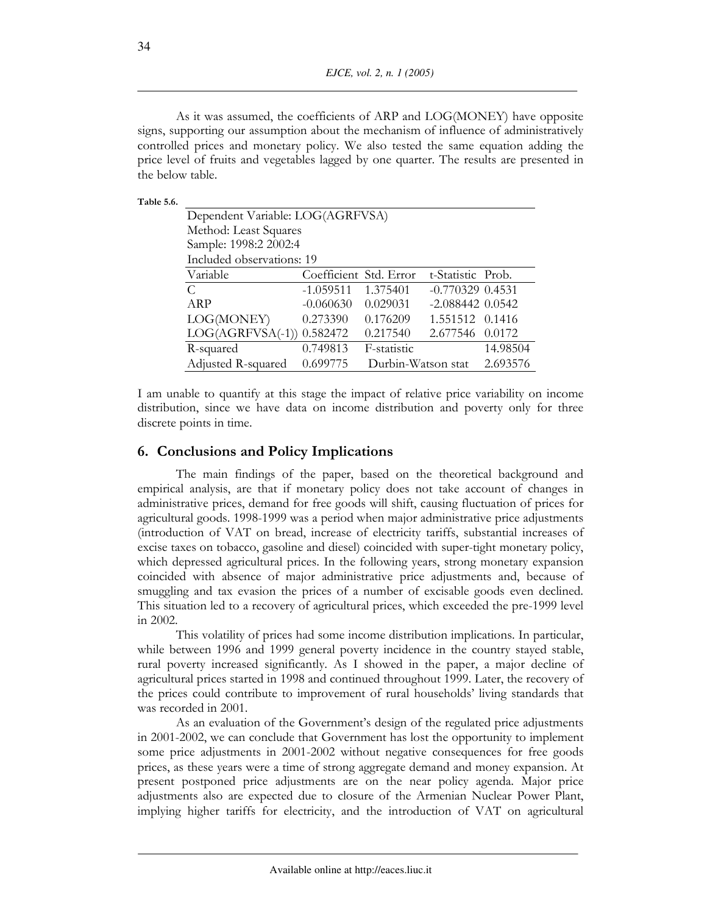As it was assumed, the coefficients of ARP and LOG(MONEY) have opposite signs, supporting our assumption about the mechanism of influence of administratively controlled prices and monetary policy. We also tested the same equation adding the price level of fruits and vegetables lagged by one quarter. The results are presented in the below table.

**Table 5.6.**

| Dependent Variable: LOG(AGRFVSA) | | | | |
|---|---|---|---|---|
| Method: Least Squares | | | | |
| Sample: 1998:2 2002:4 | | | | |
| Included observations: 19 | | | | |
| Variable | Coefficient | Std. Error | t-Statistic | Prob. |
| C | -1.059511 | 1.375401 | -0.770329 | 0.4531 |
| ARP | -0.060630 | 0.029031 | -2.088442 | 0.0542 |
| LOG(MONEY) | 0.273390 | 0.176209 | 1.551512 | 0.1416 |
| LOG(AGRFVSA(-1)) | 0.582472 | 0.217540 | 2.677546 | 0.0172 |
| R-squared | 0.749813 | F-statistic | | 14.98504 |
| Adjusted R-squared | 0.699775 | Durbin-Watson stat | | 2.693576 |

I am unable to quantify at this stage the impact of relative price variability on income distribution, since we have data on income distribution and poverty only for three discrete points in time.

## 6. Conclusions and Policy Implications

The main findings of the paper, based on the theoretical background and empirical analysis, are that if monetary policy does not take account of changes in administrative prices, demand for free goods will shift, causing fluctuation of prices for agricultural goods. 1998-1999 was a period when major administrative price adjustments (introduction of VAT on bread, increase of electricity tariffs, substantial increases of excise taxes on tobacco, gasoline and diesel) coincided with super-tight monetary policy, which depressed agricultural prices. In the following years, strong monetary expansion coincided with absence of major administrative price adjustments and, because of smuggling and tax evasion the prices of a number of excisable goods even declined. This situation led to a recovery of agricultural prices, which exceeded the pre-1999 level in 2002.

This volatility of prices had some income distribution implications. In particular, while between 1996 and 1999 general poverty incidence in the country stayed stable, rural poverty increased significantly. As I showed in the paper, a major decline of agricultural prices started in 1998 and continued throughout 1999. Later, the recovery of the prices could contribute to improvement of rural households' living standards that was recorded in 2001.

As an evaluation of the Government's design of the regulated price adjustments in 2001-2002, we can conclude that Government has lost the opportunity to implement some price adjustments in 2001-2002 without negative consequences for free goods prices, as these years were a time of strong aggregate demand and money expansion. At present postponed price adjustments are on the near policy agenda. Major price adjustments also are expected due to closure of the Armenian Nuclear Power Plant, implying higher tariffs for electricity, and the introduction of VAT on agricultural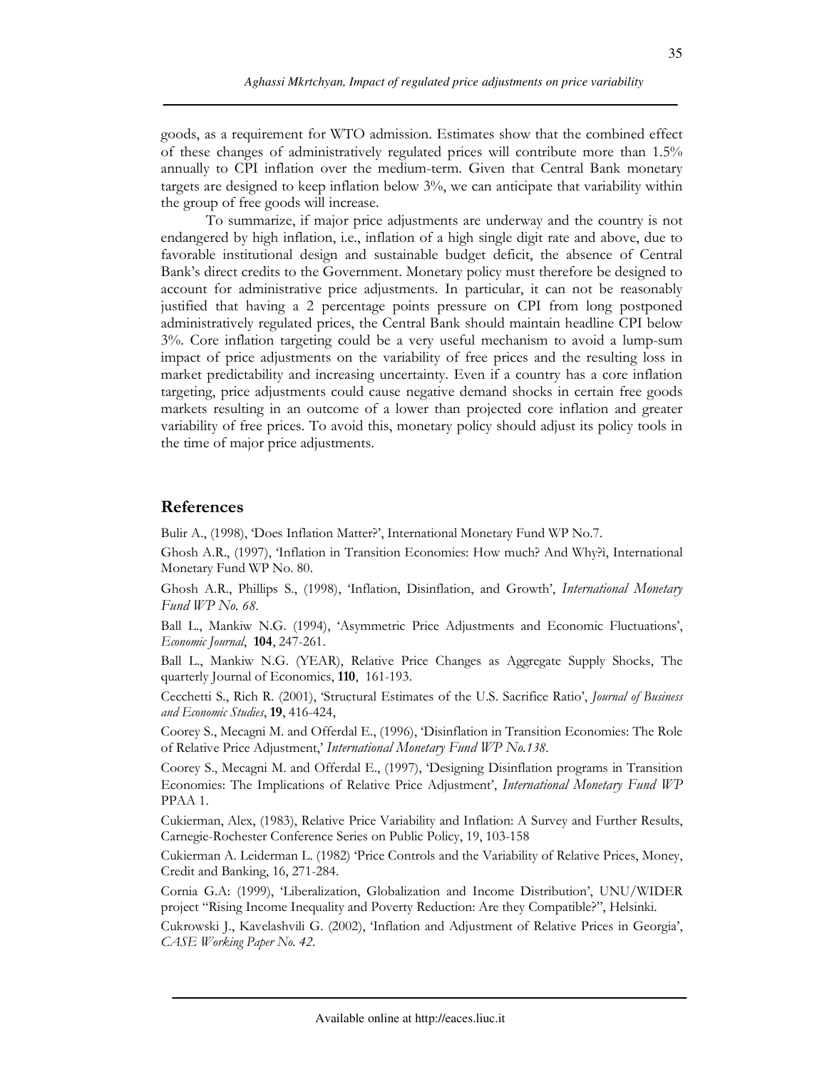goods, as a requirement for WTO admission. Estimates show that the combined effect of these changes of administratively regulated prices will contribute more than 1.5% annually to CPI inflation over the medium-term. Given that Central Bank monetary targets are designed to keep inflation below 3%, we can anticipate that variability within the group of free goods will increase.

To summarize, if major price adjustments are underway and the country is not endangered by high inflation, i.e., inflation of a high single digit rate and above, due to favorable institutional design and sustainable budget deficit, the absence of Central Bank's direct credits to the Government. Monetary policy must therefore be designed to account for administrative price adjustments. In particular, it can not be reasonably justified that having a 2 percentage points pressure on CPI from long postponed administratively regulated prices, the Central Bank should maintain headline CPI below 3%. Core inflation targeting could be a very useful mechanism to avoid a lump-sum impact of price adjustments on the variability of free prices and the resulting loss in market predictability and increasing uncertainty. Even if a country has a core inflation targeting, price adjustments could cause negative demand shocks in certain free goods markets resulting in an outcome of a lower than projected core inflation and greater variability of free prices. To avoid this, monetary policy should adjust its policy tools in the time of major price adjustments.

## References

Bulir A., (1998), 'Does Inflation Matter?', International Monetary Fund WP No.7.

Ghosh A.R., (1997), 'Inflation in Transition Economies: How much? And Why?ì, International Monetary Fund WP No. 80.

Ghosh A.R., Phillips S., (1998), 'Inflation, Disinflation, and Growth', *International Monetary Fund WP No. 68.*

Ball L., Mankiw N.G. (1994), 'Asymmetric Price Adjustments and Economic Fluctuations', *Economic Journal*, **104**, 247-261.

Ball L., Mankiw N.G. (YEAR), Relative Price Changes as Aggregate Supply Shocks, The quarterly Journal of Economics, **110**, 161-193.

Cecchetti S., Rich R. (2001), 'Structural Estimates of the U.S. Sacrifice Ratio', *Journal of Business and Economic Studies*, **19**, 416-424,

Coorey S., Mecagni M. and Offerdal E., (1996), 'Disinflation in Transition Economies: The Role of Relative Price Adjustment,' *International Monetary Fund WP No.138.*

Coorey S., Mecagni M. and Offerdal E., (1997), 'Designing Disinflation programs in Transition Economies: The Implications of Relative Price Adjustment', *International Monetary Fund WP* PPAA 1.

Cukierman, Alex, (1983), Relative Price Variability and Inflation: A Survey and Further Results, Carnegie-Rochester Conference Series on Public Policy, 19, 103-158

Cukierman A. Leiderman L. (1982) 'Price Controls and the Variability of Relative Prices, Money, Credit and Banking, 16, 271-284.

Cornia G.A: (1999), 'Liberalization, Globalization and Income Distribution', UNU/WIDER project "Rising Income Inequality and Poverty Reduction: Are they Compatible?", Helsinki.

Cukrowski J., Kavelashvili G. (2002), 'Inflation and Adjustment of Relative Prices in Georgia', *CASE Working Paper No. 42.*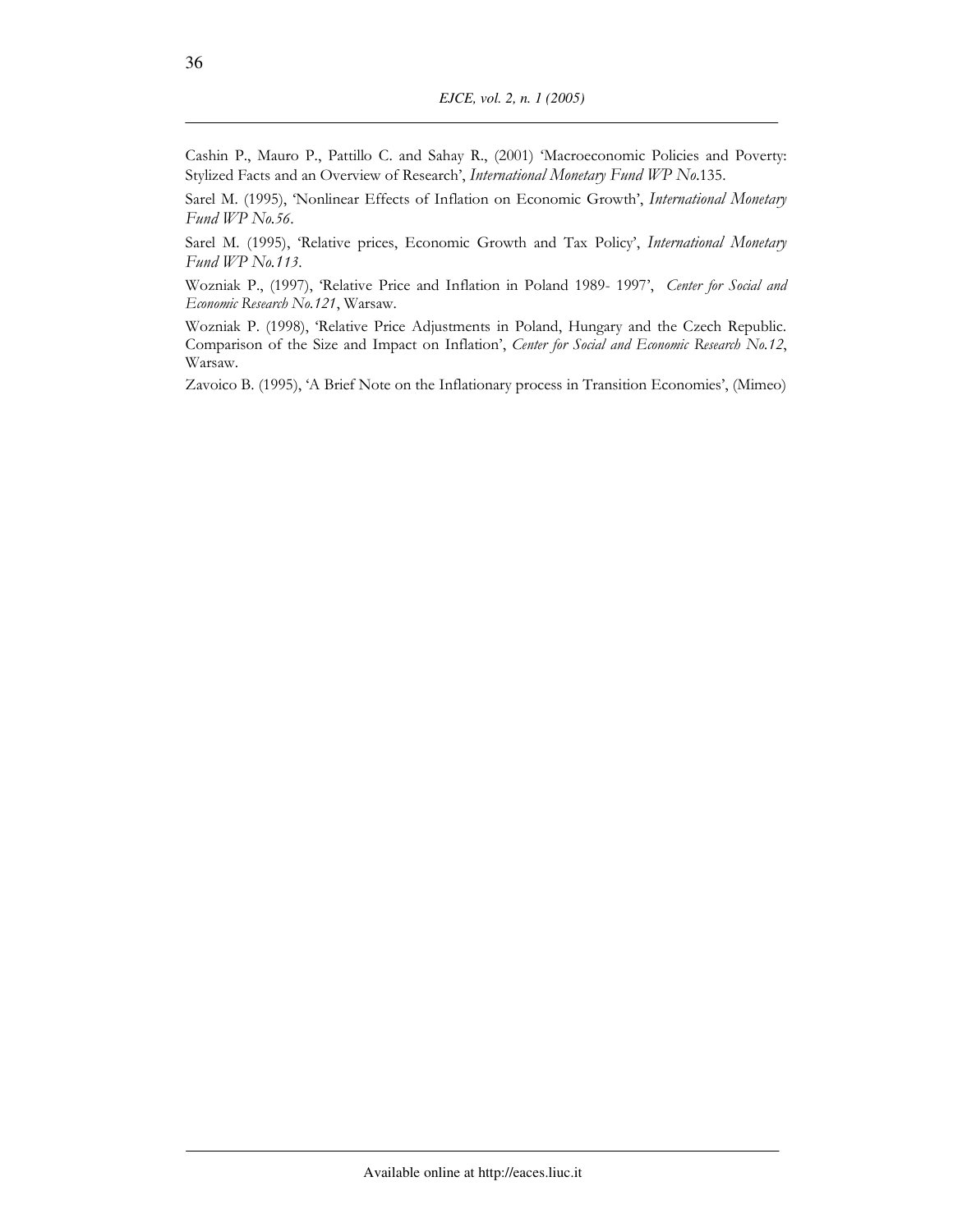Cashin P., Mauro P., Pattillo C. and Sahay R., (2001) 'Macroeconomic Policies and Poverty: Stylized Facts and an Overview of Research', *International Monetary Fund WP No.*135.

Sarel M. (1995), 'Nonlinear Effects of Inflation on Economic Growth', *International Monetary Fund WP No.56*.

Sarel M. (1995), 'Relative prices, Economic Growth and Tax Policy', *International Monetary Fund WP No.113.*

Wozniak P., (1997), 'Relative Price and Inflation in Poland 1989- 1997', *Center for Social and Economic Research No.121*, Warsaw.

Wozniak P. (1998), 'Relative Price Adjustments in Poland, Hungary and the Czech Republic. Comparison of the Size and Impact on Inflation', *Center for Social and Economic Research No.12*, Warsaw.

Zavoico B. (1995), 'A Brief Note on the Inflationary process in Transition Economies', (Mimeo)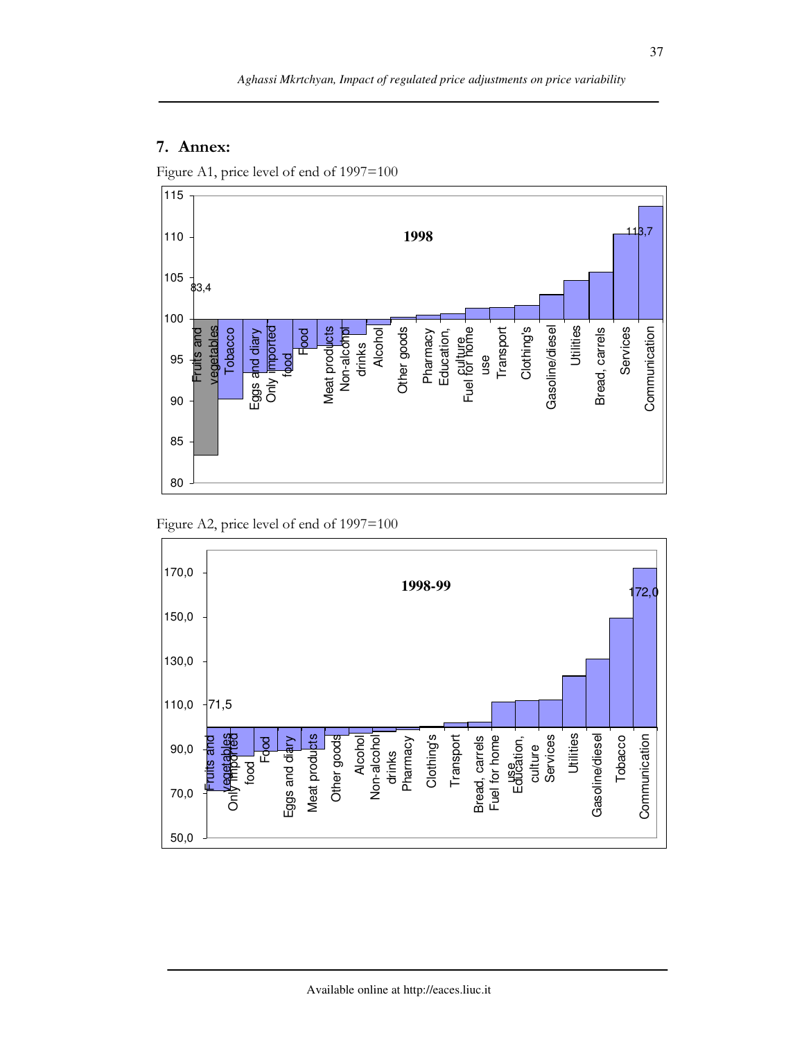## 7. Annex:

Figure A1, price level of end of 1997=100

Figure A2, price level of end of 1997=100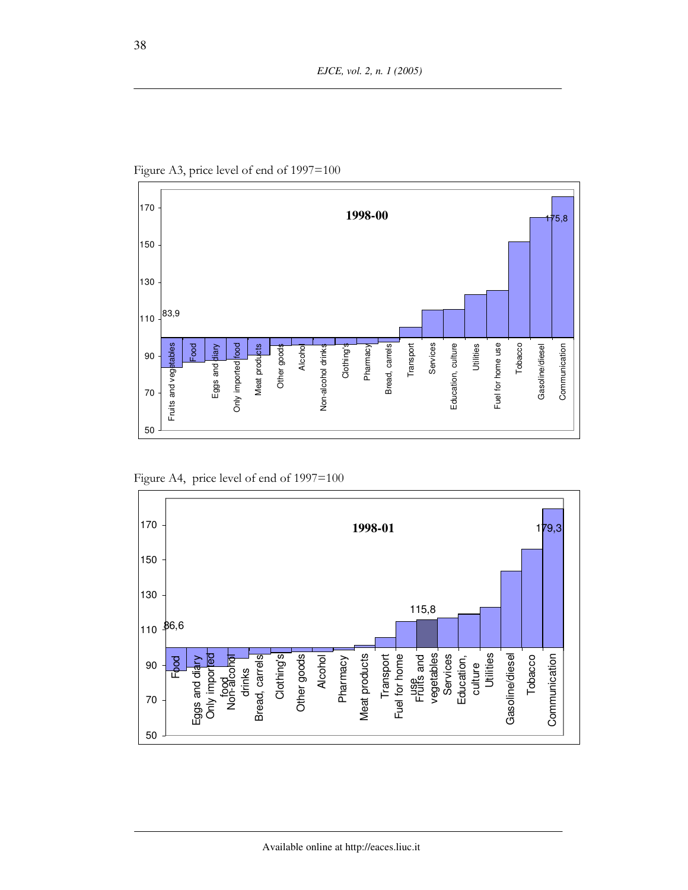Figure A3, price level of end of 1997=100

**1998-00**

Categories (in order): Fruits and vegetables (83,9), Food, Eggs and diary, Only imported food, Meat products, Other goods, Alcohol, Non-alcohol drinks, Clothing's, Pharmacy, Bread, carrels, Transport, Services, Education, culture, Utilities, Fuel for home use, Tobacco, Gasoline/diesel, Communication (175,8)

Figure A4, price level of end of 1997=100

**1998-01**

Categories (in order): Food (86,6), Eggs and diary, Only imported food, Non-alcohol drinks, Bread, carrels, Clothing's, Other goods, Alcohol, Pharmacy, Meat products, Transport, Fuel for home use, Fruits and vegetables (115,8), Services, Education, culture, Utilities, Gasoline/diesel, Tobacco, Communication (179,3)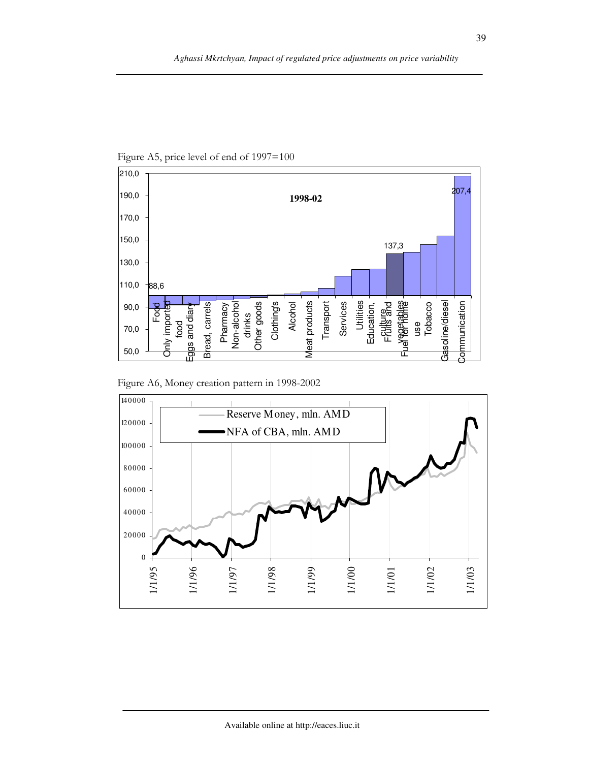Figure A5, price level of end of 1997=100

1998-02

210,0
190,0
170,0
150,0
130,0
110,0
90,0
70,0
50,0

88,6
137,3
207,4

Food
Only imported food
Eggs and diary
Bread, carrels
Pharmacy
Non-alcohol drinks
Other goods
Clothing's
Alcohol
Meat products
Transport
Services
Utilities
Education, culture
Fruits and vegetables
Fuel for home use
Tobacco
Gasoline/diesel
Communication

Figure A6, Money creation pattern in 1998-2002

Reserve Money, mln. AMD
NFA of CBA, mln. AMD

140000
120000
100000
80000
60000
40000
20000
0

1/1/95
1/1/96
1/1/97
1/1/98
1/1/99
1/1/00
1/1/01
1/1/02
1/1/03